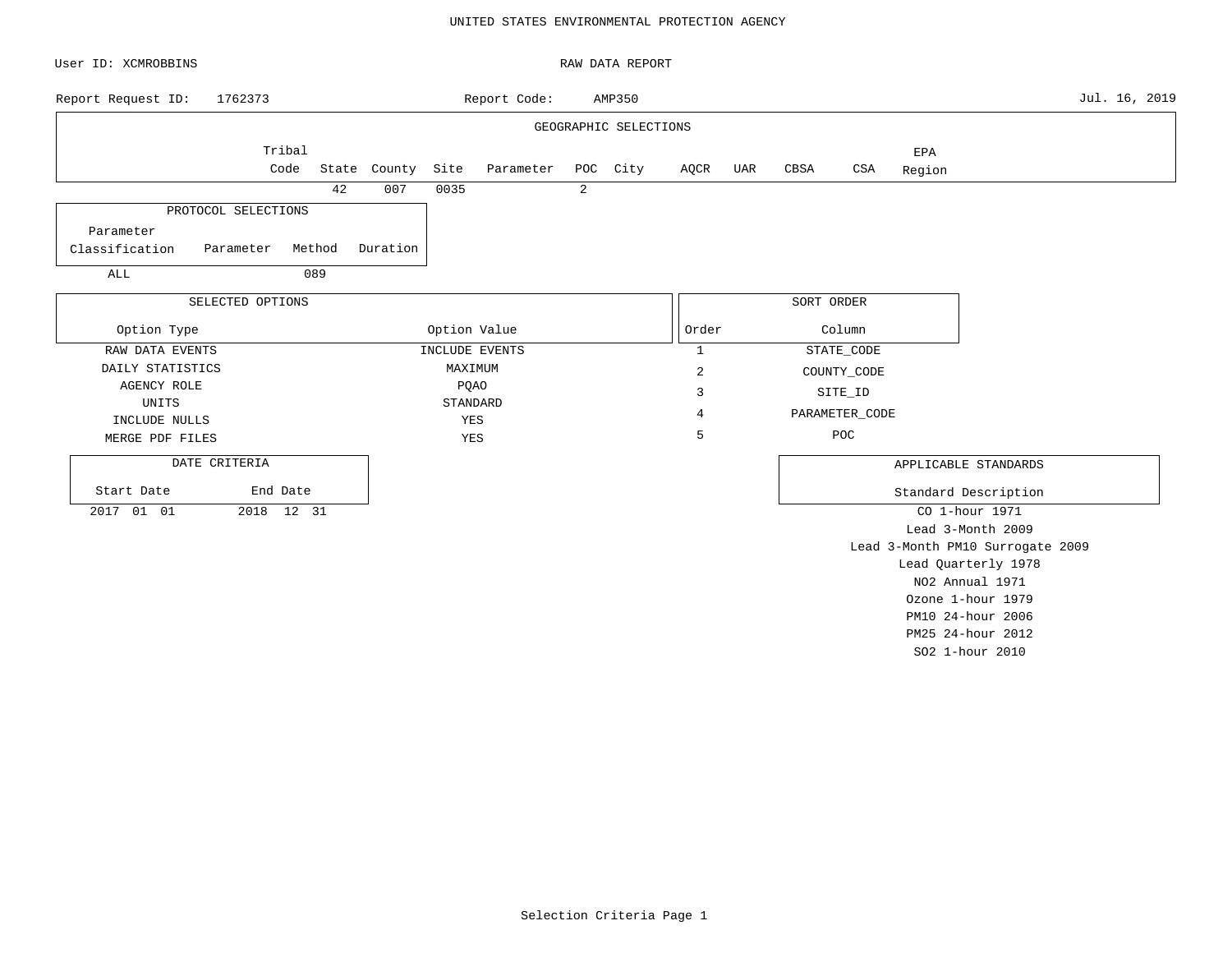UNITED STATES ENVIRONMENTAL PROTECTION AGENCY

User ID: XCMROBBINS

RAW DATA REPORT

Report Request ID: 1762373

Report Code: AMP350

Jul. 16, 2019

**GEOGRAPHIC SELECTIONS**

| Tribal Code | State | County | Site | Parameter | POC | City | AQCR | UAR | CBSA | CSA | EPA Region |
|---|---|---|---|---|---|---|---|---|---|---|---|
| | 42 | 007 | 0035 | | 2 | | | | | | |

**PROTOCOL SELECTIONS**

| Parameter Classification | Parameter | Method | Duration |
|---|---|---|---|
| ALL | | 089 | |

**SELECTED OPTIONS**

| Option Type | Option Value |
|---|---|
| RAW DATA EVENTS | INCLUDE EVENTS |
| DAILY STATISTICS | MAXIMUM |
| AGENCY ROLE | PQAO |
| UNITS | STANDARD |
| INCLUDE NULLS | YES |
| MERGE PDF FILES | YES |

**SORT ORDER**

| Order | Column |
|---|---|
| 1 | STATE_CODE |
| 2 | COUNTY_CODE |
| 3 | SITE_ID |
| 4 | PARAMETER_CODE |
| 5 | POC |

**DATE CRITERIA**

| Start Date | End Date |
|---|---|
| 2017 01 01 | 2018 12 31 |

**APPLICABLE STANDARDS**

| Standard Description |
|---|
| CO 1-hour 1971 |
| Lead 3-Month 2009 |
| Lead 3-Month PM10 Surrogate 2009 |
| Lead Quarterly 1978 |
| NO2 Annual 1971 |
| Ozone 1-hour 1979 |
| PM10 24-hour 2006 |
| PM25 24-hour 2012 |
| SO2 1-hour 2010 |

Selection Criteria Page 1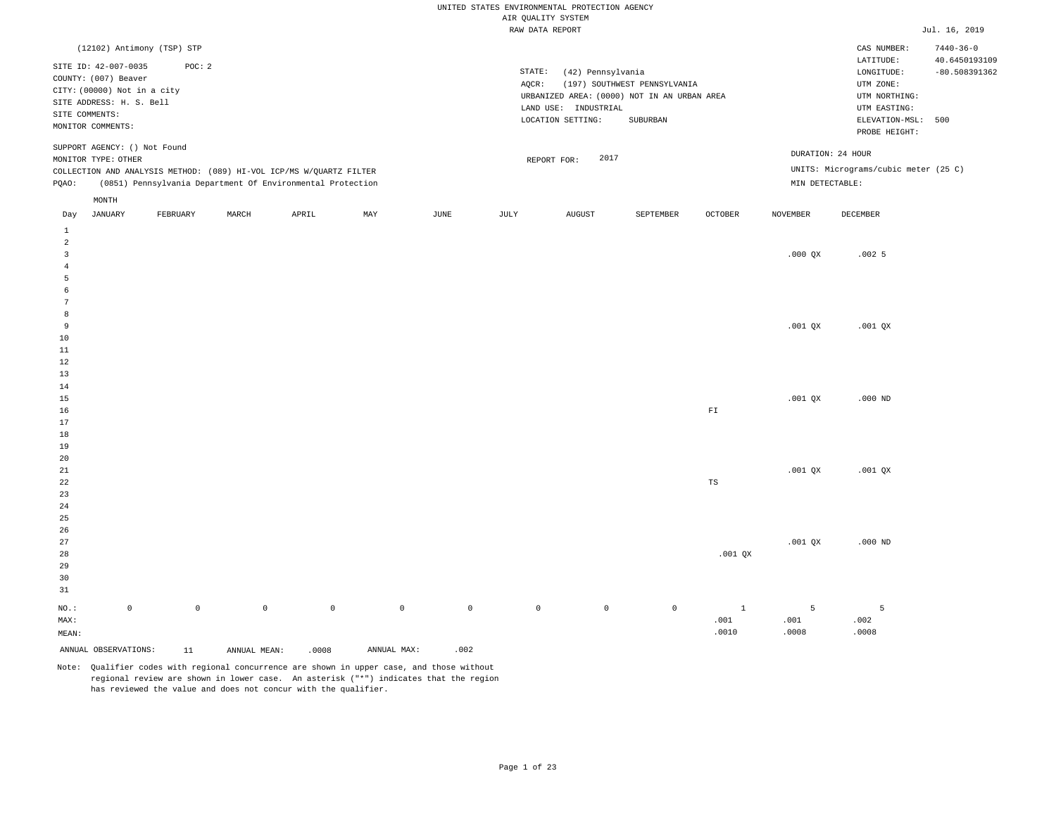UNITED STATES ENVIRONMENTAL PROTECTION AGENCY
AIR QUALITY SYSTEM
RAW DATA REPORT

Jul. 16, 2019

(12102) Antimony (TSP) STP

SITE ID: 42-007-0035 POC: 2
COUNTY: (007) Beaver
CITY: (00000) Not in a city
SITE ADDRESS: H. S. Bell
SITE COMMENTS:
MONITOR COMMENTS:

STATE: (42) Pennsylvania
AQCR: (197) SOUTHWEST PENNSYLVANIA
URBANIZED AREA: (0000) NOT IN AN URBAN AREA
LAND USE: INDUSTRIAL
LOCATION SETTING: SUBURBAN

CAS NUMBER: 7440-36-0
LATITUDE: 40.6450193109
LONGITUDE: -80.508391362
UTM ZONE:
UTM NORTHING:
UTM EASTING:
ELEVATION-MSL: 500
PROBE HEIGHT:

SUPPORT AGENCY: () Not Found
MONITOR TYPE: OTHER
COLLECTION AND ANALYSIS METHOD: (089) HI-VOL ICP/MS W/QUARTZ FILTER
PQAO: (0851) Pennsylvania Department Of Environmental Protection

REPORT FOR: 2017

DURATION: 24 HOUR
UNITS: Micrograms/cubic meter (25 C)
MIN DETECTABLE:

| Day | JANUARY | FEBRUARY | MARCH | APRIL | MAY | JUNE | JULY | AUGUST | SEPTEMBER | OCTOBER | NOVEMBER | DECEMBER |
|---|---|---|---|---|---|---|---|---|---|---|---|---|
| 1 | | | | | | | | | | | | |
| 2 | | | | | | | | | | | | |
| 3 | | | | | | | | | | | .000 QX | .002 5 |
| 4 | | | | | | | | | | | | |
| 5 | | | | | | | | | | | | |
| 6 | | | | | | | | | | | | |
| 7 | | | | | | | | | | | | |
| 8 | | | | | | | | | | | | |
| 9 | | | | | | | | | | | .001 QX | .001 QX |
| 10 | | | | | | | | | | | | |
| 11 | | | | | | | | | | | | |
| 12 | | | | | | | | | | | | |
| 13 | | | | | | | | | | | | |
| 14 | | | | | | | | | | | | |
| 15 | | | | | | | | | | | .001 QX | .000 ND |
| 16 | | | | | | | | | | FI | | |
| 17 | | | | | | | | | | | | |
| 18 | | | | | | | | | | | | |
| 19 | | | | | | | | | | | | |
| 20 | | | | | | | | | | | | |
| 21 | | | | | | | | | | | .001 QX | .001 QX |
| 22 | | | | | | | | | | TS | | |
| 23 | | | | | | | | | | | | |
| 24 | | | | | | | | | | | | |
| 25 | | | | | | | | | | | | |
| 26 | | | | | | | | | | | | |
| 27 | | | | | | | | | | | .001 QX | .000 ND |
| 28 | | | | | | | | | | .001 QX | | |
| 29 | | | | | | | | | | | | |
| 30 | | | | | | | | | | | | |
| 31 | | | | | | | | | | | | |
| NO.: | 0 | 0 | 0 | 0 | 0 | 0 | 0 | 0 | 0 | 1 | 5 | 5 |
| MAX: | | | | | | | | | | .001 | .001 | .002 |
| MEAN: | | | | | | | | | | .0010 | .0008 | .0008 |

ANNUAL OBSERVATIONS: 11 ANNUAL MEAN: .0008 ANNUAL MAX: .002

Note: Qualifier codes with regional concurrence are shown in upper case, and those without regional review are shown in lower case. An asterisk ("*") indicates that the region has reviewed the value and does not concur with the qualifier.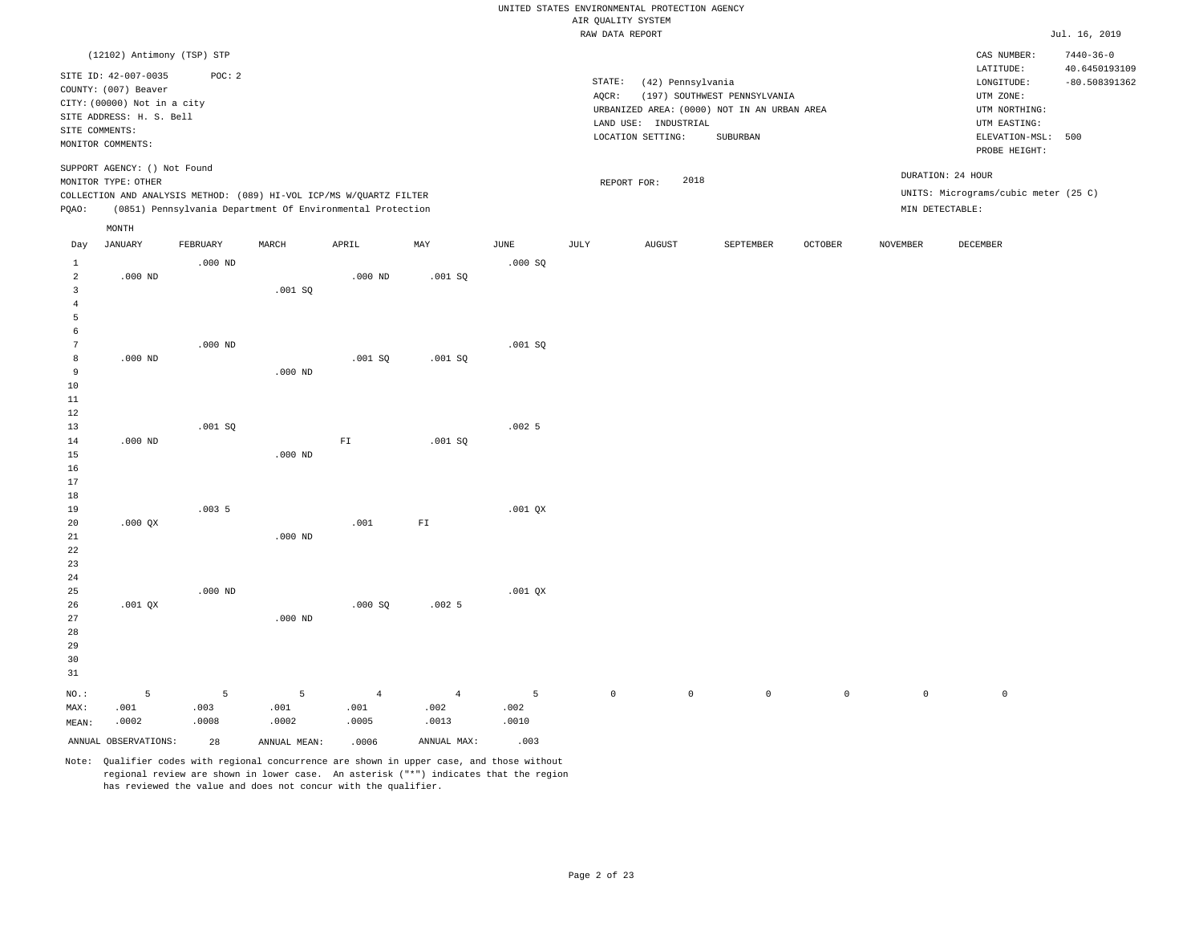UNITED STATES ENVIRONMENTAL PROTECTION AGENCY
AIR QUALITY SYSTEM
RAW DATA REPORT

Jul. 16, 2019

(12102) Antimony (TSP) STP

SITE ID: 42-007-0035 POC: 2
COUNTY: (007) Beaver
CITY: (00000) Not in a city
SITE ADDRESS: H. S. Bell
SITE COMMENTS:
MONITOR COMMENTS:

SUPPORT AGENCY: () Not Found
MONITOR TYPE: OTHER
COLLECTION AND ANALYSIS METHOD: (089) HI-VOL ICP/MS W/QUARTZ FILTER
PQAO: (0851) Pennsylvania Department Of Environmental Protection

STATE: (42) Pennsylvania
AQCR: (197) SOUTHWEST PENNSYLVANIA
URBANIZED AREA: (0000) NOT IN AN URBAN AREA
LAND USE: INDUSTRIAL
LOCATION SETTING: SUBURBAN

REPORT FOR: 2018

CAS NUMBER: 7440-36-0
LATITUDE: 40.6450193109
LONGITUDE: -80.508391362
UTM ZONE:
UTM NORTHING:
UTM EASTING:
ELEVATION-MSL: 500
PROBE HEIGHT:

DURATION: 24 HOUR
UNITS: Micrograms/cubic meter (25 C)
MIN DETECTABLE:

| Day | JANUARY | FEBRUARY | MARCH | APRIL | MAY | JUNE | JULY | AUGUST | SEPTEMBER | OCTOBER | NOVEMBER | DECEMBER |
|---|---|---|---|---|---|---|---|---|---|---|---|---|
| 1 | | .000 ND | | | | .000 SQ | | | | | | |
| 2 | .000 ND | | | .000 ND | .001 SQ | | | | | | | |
| 3 | | | .001 SQ | | | | | | | | | |
| 4 | | | | | | | | | | | | |
| 5 | | | | | | | | | | | | |
| 6 | | | | | | | | | | | | |
| 7 | | .000 ND | | | | .001 SQ | | | | | | |
| 8 | .000 ND | | | .001 SQ | .001 SQ | | | | | | | |
| 9 | | | .000 ND | | | | | | | | | |
| 10 | | | | | | | | | | | | |
| 11 | | | | | | | | | | | | |
| 12 | | | | | | | | | | | | |
| 13 | | .001 SQ | | | | .002 5 | | | | | | |
| 14 | .000 ND | | | FI | .001 SQ | | | | | | | |
| 15 | | | .000 ND | | | | | | | | | |
| 16 | | | | | | | | | | | | |
| 17 | | | | | | | | | | | | |
| 18 | | | | | | | | | | | | |
| 19 | | .003 5 | | | | .001 QX | | | | | | |
| 20 | .000 QX | | | .001 | FI | | | | | | | |
| 21 | | | .000 ND | | | | | | | | | |
| 22 | | | | | | | | | | | | |
| 23 | | | | | | | | | | | | |
| 24 | | | | | | | | | | | | |
| 25 | | .000 ND | | | | .001 QX | | | | | | |
| 26 | .001 QX | | | .000 SQ | .002 5 | | | | | | | |
| 27 | | | .000 ND | | | | | | | | | |
| 28 | | | | | | | | | | | | |
| 29 | | | | | | | | | | | | |
| 30 | | | | | | | | | | | | |
| 31 | | | | | | | | | | | | |
| NO.: | 5 | 5 | 5 | 4 | 4 | 5 | 0 | 0 | 0 | 0 | 0 | 0 |
| MAX: | .001 | .003 | .001 | .001 | .002 | .002 | | | | | | |
| MEAN: | .0002 | .0008 | .0002 | .0005 | .0013 | .0010 | | | | | | |

ANNUAL OBSERVATIONS: 28 ANNUAL MEAN: .0006 ANNUAL MAX: .003

Note: Qualifier codes with regional concurrence are shown in upper case, and those without regional review are shown in lower case. An asterisk ("*") indicates that the region has reviewed the value and does not concur with the qualifier.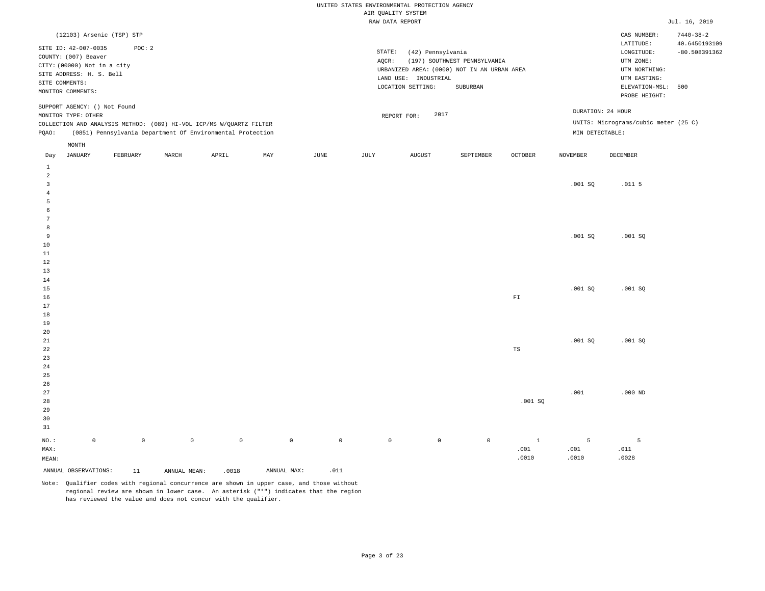UNITED STATES ENVIRONMENTAL PROTECTION AGENCY
AIR QUALITY SYSTEM
RAW DATA REPORT

Jul. 16, 2019

(12103) Arsenic (TSP) STP

SITE ID: 42-007-0035 POC: 2
COUNTY: (007) Beaver
CITY: (00000) Not in a city
SITE ADDRESS: H. S. Bell
SITE COMMENTS:
MONITOR COMMENTS:

STATE: (42) Pennsylvania
AQCR: (197) SOUTHWEST PENNSYLVANIA
URBANIZED AREA: (0000) NOT IN AN URBAN AREA
LAND USE: INDUSTRIAL
LOCATION SETTING: SUBURBAN

CAS NUMBER: 7440-38-2
LATITUDE: 40.6450193109
LONGITUDE: -80.508391362
UTM ZONE:
UTM NORTHING:
UTM EASTING:
ELEVATION-MSL: 500
PROBE HEIGHT:

SUPPORT AGENCY: () Not Found
MONITOR TYPE: OTHER
COLLECTION AND ANALYSIS METHOD: (089) HI-VOL ICP/MS W/QUARTZ FILTER
PQAO: (0851) Pennsylvania Department Of Environmental Protection

REPORT FOR: 2017

DURATION: 24 HOUR
UNITS: Micrograms/cubic meter (25 C)
MIN DETECTABLE:

| Day | JANUARY | FEBRUARY | MARCH | APRIL | MAY | JUNE | JULY | AUGUST | SEPTEMBER | OCTOBER | NOVEMBER | DECEMBER |
|---|---|---|---|---|---|---|---|---|---|---|---|---|
| 1 | | | | | | | | | | | | |
| 2 | | | | | | | | | | | | |
| 3 | | | | | | | | | | | .001 SQ | .011 5 |
| 4 | | | | | | | | | | | | |
| 5 | | | | | | | | | | | | |
| 6 | | | | | | | | | | | | |
| 7 | | | | | | | | | | | | |
| 8 | | | | | | | | | | | | |
| 9 | | | | | | | | | | | .001 SQ | .001 SQ |
| 10 | | | | | | | | | | | | |
| 11 | | | | | | | | | | | | |
| 12 | | | | | | | | | | | | |
| 13 | | | | | | | | | | | | |
| 14 | | | | | | | | | | | | |
| 15 | | | | | | | | | | | .001 SQ | .001 SQ |
| 16 | | | | | | | | | | FI | | |
| 17 | | | | | | | | | | | | |
| 18 | | | | | | | | | | | | |
| 19 | | | | | | | | | | | | |
| 20 | | | | | | | | | | | | |
| 21 | | | | | | | | | | | .001 SQ | .001 SQ |
| 22 | | | | | | | | | | TS | | |
| 23 | | | | | | | | | | | | |
| 24 | | | | | | | | | | | | |
| 25 | | | | | | | | | | | | |
| 26 | | | | | | | | | | | | |
| 27 | | | | | | | | | | | .001 | .000 ND |
| 28 | | | | | | | | | | .001 SQ | | |
| 29 | | | | | | | | | | | | |
| 30 | | | | | | | | | | | | |
| 31 | | | | | | | | | | | | |
| NO.: | 0 | 0 | 0 | 0 | 0 | 0 | 0 | 0 | 0 | 1 | 5 | 5 |
| MAX: | | | | | | | | | | .001 | .001 | .011 |
| MEAN: | | | | | | | | | | .0010 | .0010 | .0028 |

ANNUAL OBSERVATIONS: 11 ANNUAL MEAN: .0018 ANNUAL MAX: .011

Note: Qualifier codes with regional concurrence are shown in upper case, and those without regional review are shown in lower case. An asterisk ("*") indicates that the region has reviewed the value and does not concur with the qualifier.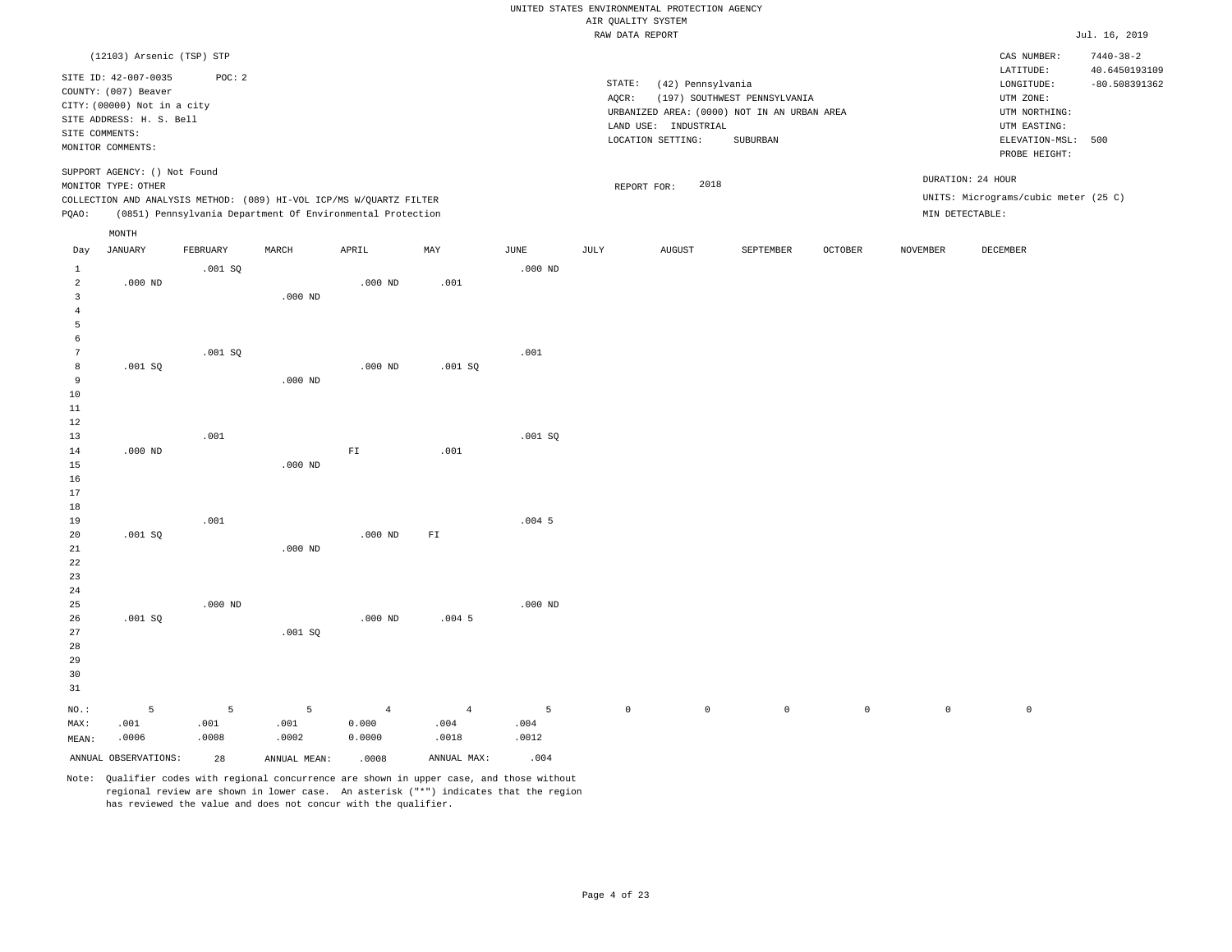UNITED STATES ENVIRONMENTAL PROTECTION AGENCY
AIR QUALITY SYSTEM
RAW DATA REPORT

Jul. 16, 2019

(12103) Arsenic (TSP) STP

SITE ID: 42-007-0035 POC: 2
COUNTY: (007) Beaver
CITY: (00000) Not in a city
SITE ADDRESS: H. S. Bell
SITE COMMENTS:
MONITOR COMMENTS:

STATE: (42) Pennsylvania
AQCR: (197) SOUTHWEST PENNSYLVANIA
URBANIZED AREA: (0000) NOT IN AN URBAN AREA
LAND USE: INDUSTRIAL
LOCATION SETTING: SUBURBAN

CAS NUMBER: 7440-38-2
LATITUDE: 40.6450193109
LONGITUDE: -80.508391362
UTM ZONE:
UTM NORTHING:
UTM EASTING:
ELEVATION-MSL: 500
PROBE HEIGHT:

SUPPORT AGENCY: () Not Found
MONITOR TYPE: OTHER
COLLECTION AND ANALYSIS METHOD: (089) HI-VOL ICP/MS W/QUARTZ FILTER
PQAO: (0851) Pennsylvania Department Of Environmental Protection

REPORT FOR: 2018

DURATION: 24 HOUR
UNITS: Micrograms/cubic meter (25 C)
MIN DETECTABLE:

| Day | JANUARY | FEBRUARY | MARCH | APRIL | MAY | JUNE | JULY | AUGUST | SEPTEMBER | OCTOBER | NOVEMBER | DECEMBER |
|---|---|---|---|---|---|---|---|---|---|---|---|---|
| 1 | | .001 SQ | | | | .000 ND | | | | | | |
| 2 | .000 ND | | | .000 ND | .001 | | | | | | | |
| 3 | | | .000 ND | | | | | | | | | |
| 4 | | | | | | | | | | | | |
| 5 | | | | | | | | | | | | |
| 6 | | | | | | | | | | | | |
| 7 | | .001 SQ | | | | .001 | | | | | | |
| 8 | .001 SQ | | | .000 ND | .001 SQ | | | | | | | |
| 9 | | | .000 ND | | | | | | | | | |
| 10 | | | | | | | | | | | | |
| 11 | | | | | | | | | | | | |
| 12 | | | | | | | | | | | | |
| 13 | | .001 | | | | .001 SQ | | | | | | |
| 14 | .000 ND | | | FI | .001 | | | | | | | |
| 15 | | | .000 ND | | | | | | | | | |
| 16 | | | | | | | | | | | | |
| 17 | | | | | | | | | | | | |
| 18 | | | | | | | | | | | | |
| 19 | | .001 | | | | .004 5 | | | | | | |
| 20 | .001 SQ | | | .000 ND | FI | | | | | | | |
| 21 | | | .000 ND | | | | | | | | | |
| 22 | | | | | | | | | | | | |
| 23 | | | | | | | | | | | | |
| 24 | | | | | | | | | | | | |
| 25 | | .000 ND | | | | .000 ND | | | | | | |
| 26 | .001 SQ | | | .000 ND | .004 5 | | | | | | | |
| 27 | | | .001 SQ | | | | | | | | | |
| 28 | | | | | | | | | | | | |
| 29 | | | | | | | | | | | | |
| 30 | | | | | | | | | | | | |
| 31 | | | | | | | | | | | | |
| NO.: | 5 | 5 | 5 | 4 | 4 | 5 | 0 | 0 | 0 | 0 | 0 | 0 |
| MAX: | .001 | .001 | .001 | 0.000 | .004 | .004 | | | | | | |
| MEAN: | .0006 | .0008 | .0002 | 0.0000 | .0018 | .0012 | | | | | | |

ANNUAL OBSERVATIONS: 28 ANNUAL MEAN: .0008 ANNUAL MAX: .004

Note: Qualifier codes with regional concurrence are shown in upper case, and those without regional review are shown in lower case. An asterisk ("*") indicates that the region has reviewed the value and does not concur with the qualifier.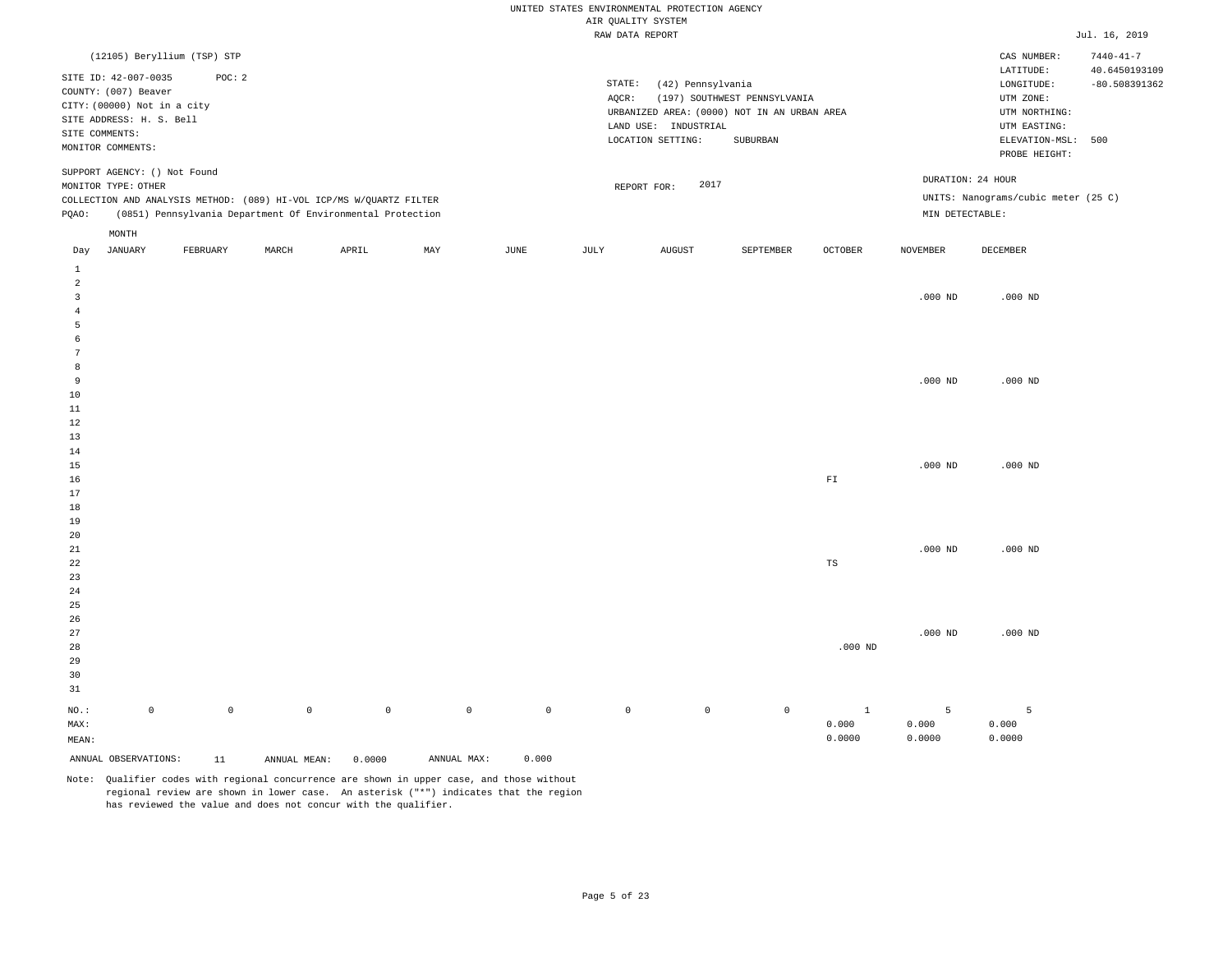UNITED STATES ENVIRONMENTAL PROTECTION AGENCY
AIR QUALITY SYSTEM
RAW DATA REPORT

Jul. 16, 2019

(12105) Beryllium (TSP) STP

SITE ID: 42-007-0035 POC: 2
COUNTY: (007) Beaver
CITY: (00000) Not in a city
SITE ADDRESS: H. S. Bell
SITE COMMENTS:
MONITOR COMMENTS:

STATE: (42) Pennsylvania
AQCR: (197) SOUTHWEST PENNSYLVANIA
URBANIZED AREA: (0000) NOT IN AN URBAN AREA
LAND USE: INDUSTRIAL
LOCATION SETTING: SUBURBAN

CAS NUMBER: 7440-41-7
LATITUDE: 40.6450193109
LONGITUDE: -80.508391362
UTM ZONE:
UTM NORTHING:
UTM EASTING:
ELEVATION-MSL: 500
PROBE HEIGHT:

SUPPORT AGENCY: () Not Found
MONITOR TYPE: OTHER
COLLECTION AND ANALYSIS METHOD: (089) HI-VOL ICP/MS W/QUARTZ FILTER
PQAO: (0851) Pennsylvania Department Of Environmental Protection

REPORT FOR: 2017

DURATION: 24 HOUR
UNITS: Nanograms/cubic meter (25 C)
MIN DETECTABLE:

| Day | JANUARY | FEBRUARY | MARCH | APRIL | MAY | JUNE | JULY | AUGUST | SEPTEMBER | OCTOBER | NOVEMBER | DECEMBER |
|---|---|---|---|---|---|---|---|---|---|---|---|---|
| 1 | | | | | | | | | | | | |
| 2 | | | | | | | | | | | | |
| 3 | | | | | | | | | | | .000 ND | .000 ND |
| 4 | | | | | | | | | | | | |
| 5 | | | | | | | | | | | | |
| 6 | | | | | | | | | | | | |
| 7 | | | | | | | | | | | | |
| 8 | | | | | | | | | | | | |
| 9 | | | | | | | | | | | .000 ND | .000 ND |
| 10 | | | | | | | | | | | | |
| 11 | | | | | | | | | | | | |
| 12 | | | | | | | | | | | | |
| 13 | | | | | | | | | | | | |
| 14 | | | | | | | | | | | | |
| 15 | | | | | | | | | | | .000 ND | .000 ND |
| 16 | | | | | | | | | | FI | | |
| 17 | | | | | | | | | | | | |
| 18 | | | | | | | | | | | | |
| 19 | | | | | | | | | | | | |
| 20 | | | | | | | | | | | | |
| 21 | | | | | | | | | | | .000 ND | .000 ND |
| 22 | | | | | | | | | | TS | | |
| 23 | | | | | | | | | | | | |
| 24 | | | | | | | | | | | | |
| 25 | | | | | | | | | | | | |
| 26 | | | | | | | | | | | | |
| 27 | | | | | | | | | | | .000 ND | .000 ND |
| 28 | | | | | | | | | | .000 ND | | |
| 29 | | | | | | | | | | | | |
| 30 | | | | | | | | | | | | |
| 31 | | | | | | | | | | | | |
| NO.: | 0 | 0 | 0 | 0 | 0 | 0 | 0 | 0 | 0 | 1 | 5 | 5 |
| MAX: | | | | | | | | | | 0.000 | 0.000 | 0.000 |
| MEAN: | | | | | | | | | | 0.0000 | 0.0000 | 0.0000 |

ANNUAL OBSERVATIONS: 11 ANNUAL MEAN: 0.0000 ANNUAL MAX: 0.000

Note: Qualifier codes with regional concurrence are shown in upper case, and those without regional review are shown in lower case. An asterisk ("*") indicates that the region has reviewed the value and does not concur with the qualifier.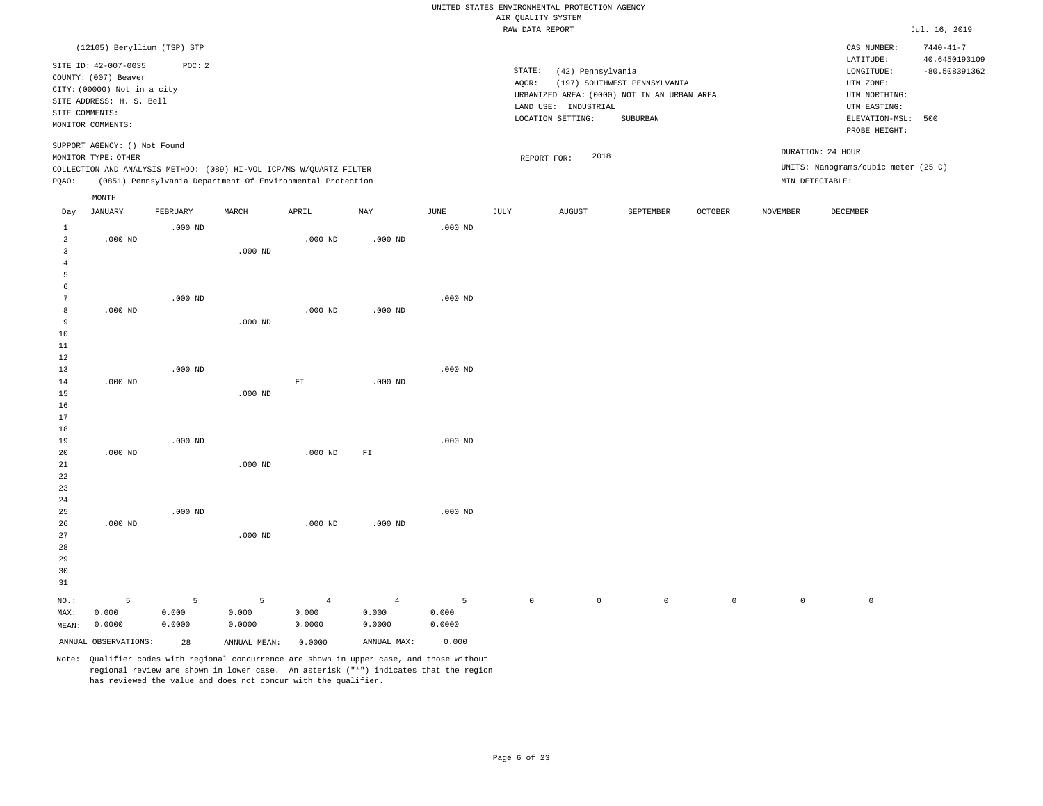UNITED STATES ENVIRONMENTAL PROTECTION AGENCY
AIR QUALITY SYSTEM
RAW DATA REPORT

Jul. 16, 2019

(12105) Beryllium (TSP) STP

SITE ID: 42-007-0035 POC: 2
COUNTY: (007) Beaver
CITY: (00000) Not in a city
SITE ADDRESS: H. S. Bell
SITE COMMENTS:
MONITOR COMMENTS:

STATE: (42) Pennsylvania
AQCR: (197) SOUTHWEST PENNSYLVANIA
URBANIZED AREA: (0000) NOT IN AN URBAN AREA
LAND USE: INDUSTRIAL
LOCATION SETTING: SUBURBAN

CAS NUMBER: 7440-41-7
LATITUDE: 40.6450193109
LONGITUDE: -80.508391362
UTM ZONE:
UTM NORTHING:
UTM EASTING:
ELEVATION-MSL: 500
PROBE HEIGHT:

SUPPORT AGENCY: () Not Found
MONITOR TYPE: OTHER
COLLECTION AND ANALYSIS METHOD: (089) HI-VOL ICP/MS W/QUARTZ FILTER
PQAO: (0851) Pennsylvania Department Of Environmental Protection

REPORT FOR: 2018

DURATION: 24 HOUR
UNITS: Nanograms/cubic meter (25 C)
MIN DETECTABLE:

| Day | JANUARY | FEBRUARY | MARCH | APRIL | MAY | JUNE | JULY | AUGUST | SEPTEMBER | OCTOBER | NOVEMBER | DECEMBER |
|---|---|---|---|---|---|---|---|---|---|---|---|---|
| 1 | | .000 ND | | | | .000 ND | | | | | | |
| 2 | .000 ND | | | .000 ND | .000 ND | | | | | | | |
| 3 | | | .000 ND | | | | | | | | | |
| 4 | | | | | | | | | | | | |
| 5 | | | | | | | | | | | | |
| 6 | | | | | | | | | | | | |
| 7 | | .000 ND | | | | .000 ND | | | | | | |
| 8 | .000 ND | | | .000 ND | .000 ND | | | | | | | |
| 9 | | | .000 ND | | | | | | | | | |
| 10 | | | | | | | | | | | | |
| 11 | | | | | | | | | | | | |
| 12 | | | | | | | | | | | | |
| 13 | | .000 ND | | | | .000 ND | | | | | | |
| 14 | .000 ND | | | FI | .000 ND | | | | | | | |
| 15 | | | .000 ND | | | | | | | | | |
| 16 | | | | | | | | | | | | |
| 17 | | | | | | | | | | | | |
| 18 | | | | | | | | | | | | |
| 19 | | .000 ND | | | | .000 ND | | | | | | |
| 20 | .000 ND | | | .000 ND | FI | | | | | | | |
| 21 | | | .000 ND | | | | | | | | | |
| 22 | | | | | | | | | | | | |
| 23 | | | | | | | | | | | | |
| 24 | | | | | | | | | | | | |
| 25 | | .000 ND | | | | .000 ND | | | | | | |
| 26 | .000 ND | | | .000 ND | .000 ND | | | | | | | |
| 27 | | | .000 ND | | | | | | | | | |
| 28 | | | | | | | | | | | | |
| 29 | | | | | | | | | | | | |
| 30 | | | | | | | | | | | | |
| 31 | | | | | | | | | | | | |
| NO.: | 5 | 5 | 5 | 4 | 4 | 5 | 0 | 0 | 0 | 0 | 0 | 0 |
| MAX: | 0.000 | 0.000 | 0.000 | 0.000 | 0.000 | 0.000 | | | | | | |
| MEAN: | 0.0000 | 0.0000 | 0.0000 | 0.0000 | 0.0000 | 0.0000 | | | | | | |

ANNUAL OBSERVATIONS: 28 ANNUAL MEAN: 0.0000 ANNUAL MAX: 0.000

Note: Qualifier codes with regional concurrence are shown in upper case, and those without regional review are shown in lower case. An asterisk ("*") indicates that the region has reviewed the value and does not concur with the qualifier.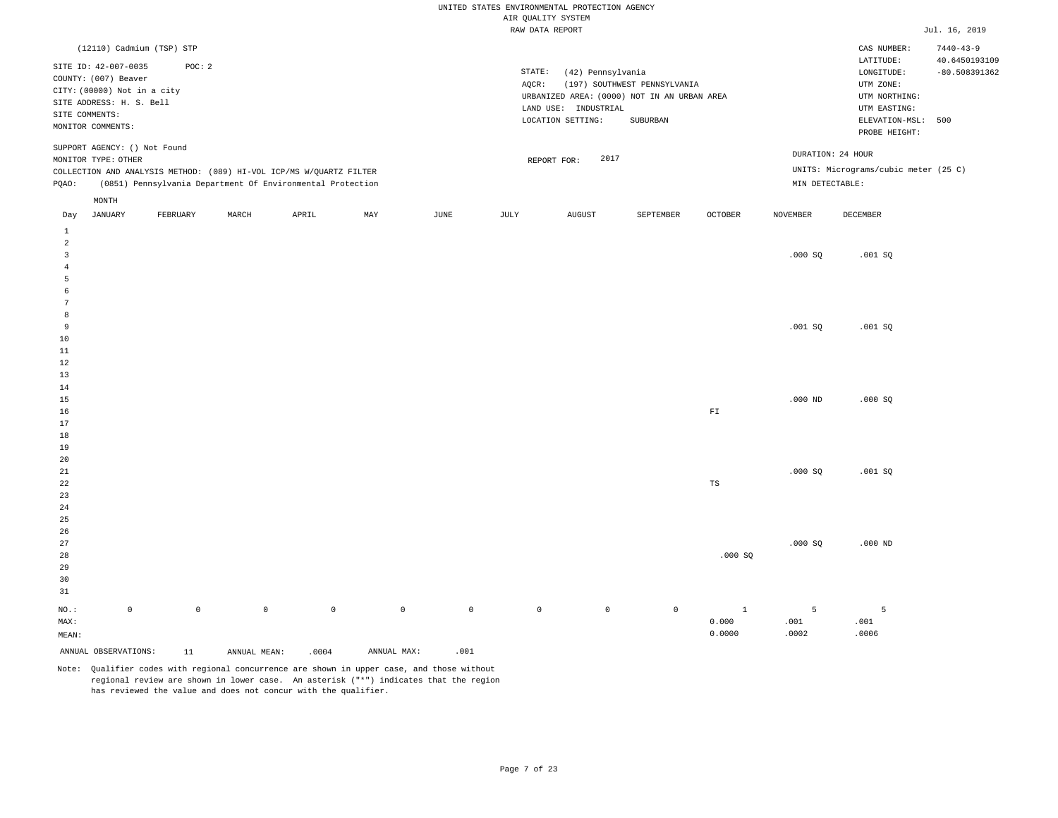UNITED STATES ENVIRONMENTAL PROTECTION AGENCY
AIR QUALITY SYSTEM
RAW DATA REPORT

Jul. 16, 2019

(12110) Cadmium (TSP) STP

SITE ID: 42-007-0035 POC: 2
COUNTY: (007) Beaver
CITY: (00000) Not in a city
SITE ADDRESS: H. S. Bell
SITE COMMENTS:
MONITOR COMMENTS:

STATE: (42) Pennsylvania
AQCR: (197) SOUTHWEST PENNSYLVANIA
URBANIZED AREA: (0000) NOT IN AN URBAN AREA
LAND USE: INDUSTRIAL
LOCATION SETTING: SUBURBAN

CAS NUMBER: 7440-43-9
LATITUDE: 40.6450193109
LONGITUDE: -80.508391362
UTM ZONE:
UTM NORTHING:
UTM EASTING:
ELEVATION-MSL: 500
PROBE HEIGHT:

SUPPORT AGENCY: () Not Found
MONITOR TYPE: OTHER
COLLECTION AND ANALYSIS METHOD: (089) HI-VOL ICP/MS W/QUARTZ FILTER
PQAO: (0851) Pennsylvania Department Of Environmental Protection

REPORT FOR: 2017

DURATION: 24 HOUR
UNITS: Micrograms/cubic meter (25 C)
MIN DETECTABLE:

| Day | JANUARY | FEBRUARY | MARCH | APRIL | MAY | JUNE | JULY | AUGUST | SEPTEMBER | OCTOBER | NOVEMBER | DECEMBER |
|---|---|---|---|---|---|---|---|---|---|---|---|---|
| 1 | | | | | | | | | | | | |
| 2 | | | | | | | | | | | | |
| 3 | | | | | | | | | | | .000 SQ | .001 SQ |
| 4 | | | | | | | | | | | | |
| 5 | | | | | | | | | | | | |
| 6 | | | | | | | | | | | | |
| 7 | | | | | | | | | | | | |
| 8 | | | | | | | | | | | | |
| 9 | | | | | | | | | | | .001 SQ | .001 SQ |
| 10 | | | | | | | | | | | | |
| 11 | | | | | | | | | | | | |
| 12 | | | | | | | | | | | | |
| 13 | | | | | | | | | | | | |
| 14 | | | | | | | | | | | | |
| 15 | | | | | | | | | | | .000 ND | .000 SQ |
| 16 | | | | | | | | | | FI | | |
| 17 | | | | | | | | | | | | |
| 18 | | | | | | | | | | | | |
| 19 | | | | | | | | | | | | |
| 20 | | | | | | | | | | | | |
| 21 | | | | | | | | | | | .000 SQ | .001 SQ |
| 22 | | | | | | | | | | TS | | |
| 23 | | | | | | | | | | | | |
| 24 | | | | | | | | | | | | |
| 25 | | | | | | | | | | | | |
| 26 | | | | | | | | | | | | |
| 27 | | | | | | | | | | | .000 SQ | .000 ND |
| 28 | | | | | | | | | | .000 SQ | | |
| 29 | | | | | | | | | | | | |
| 30 | | | | | | | | | | | | |
| 31 | | | | | | | | | | | | |
| NO.: | 0 | 0 | 0 | 0 | 0 | 0 | 0 | 0 | 0 | 1 | 5 | 5 |
| MAX: | | | | | | | | | | 0.000 | .001 | .001 |
| MEAN: | | | | | | | | | | 0.0000 | .0002 | .0006 |

ANNUAL OBSERVATIONS: 11 ANNUAL MEAN: .0004 ANNUAL MAX: .001

Note: Qualifier codes with regional concurrence are shown in upper case, and those without regional review are shown in lower case. An asterisk ("*") indicates that the region has reviewed the value and does not concur with the qualifier.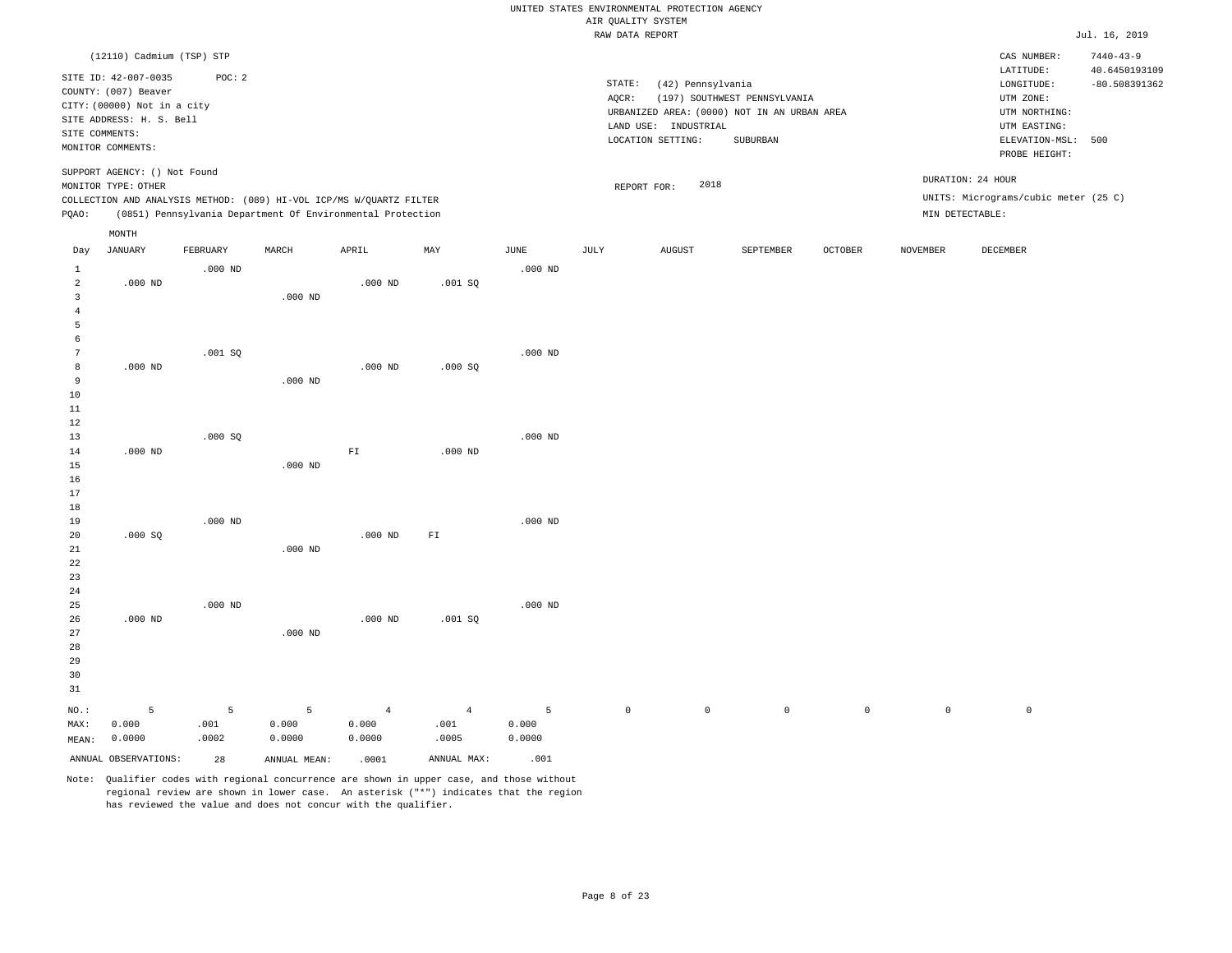UNITED STATES ENVIRONMENTAL PROTECTION AGENCY
AIR QUALITY SYSTEM
RAW DATA REPORT

Jul. 16, 2019

(12110) Cadmium (TSP) STP

SITE ID: 42-007-0035 POC: 2
COUNTY: (007) Beaver
CITY: (00000) Not in a city
SITE ADDRESS: H. S. Bell
SITE COMMENTS:
MONITOR COMMENTS:

STATE: (42) Pennsylvania
AQCR: (197) SOUTHWEST PENNSYLVANIA
URBANIZED AREA: (0000) NOT IN AN URBAN AREA
LAND USE: INDUSTRIAL
LOCATION SETTING: SUBURBAN

CAS NUMBER: 7440-43-9
LATITUDE: 40.6450193109
LONGITUDE: -80.508391362
UTM ZONE:
UTM NORTHING:
UTM EASTING:
ELEVATION-MSL: 500
PROBE HEIGHT:

SUPPORT AGENCY: () Not Found
MONITOR TYPE: OTHER
COLLECTION AND ANALYSIS METHOD: (089) HI-VOL ICP/MS W/QUARTZ FILTER
PQAO: (0851) Pennsylvania Department Of Environmental Protection

REPORT FOR: 2018

DURATION: 24 HOUR
UNITS: Micrograms/cubic meter (25 C)
MIN DETECTABLE:

| Day | JANUARY | FEBRUARY | MARCH | APRIL | MAY | JUNE | JULY | AUGUST | SEPTEMBER | OCTOBER | NOVEMBER | DECEMBER |
|---|---|---|---|---|---|---|---|---|---|---|---|---|
| 1 | | .000 ND | | | | .000 ND | | | | | | |
| 2 | .000 ND | | | .000 ND | .001 SQ | | | | | | | |
| 3 | | | .000 ND | | | | | | | | | |
| 4 | | | | | | | | | | | | |
| 5 | | | | | | | | | | | | |
| 6 | | | | | | | | | | | | |
| 7 | | .001 SQ | | | | .000 ND | | | | | | |
| 8 | .000 ND | | | .000 ND | .000 SQ | | | | | | | |
| 9 | | | .000 ND | | | | | | | | | |
| 10 | | | | | | | | | | | | |
| 11 | | | | | | | | | | | | |
| 12 | | | | | | | | | | | | |
| 13 | | .000 SQ | | | | .000 ND | | | | | | |
| 14 | .000 ND | | | FI | .000 ND | | | | | | | |
| 15 | | | .000 ND | | | | | | | | | |
| 16 | | | | | | | | | | | | |
| 17 | | | | | | | | | | | | |
| 18 | | | | | | | | | | | | |
| 19 | | .000 ND | | | | .000 ND | | | | | | |
| 20 | .000 SQ | | | .000 ND | FI | | | | | | | |
| 21 | | | .000 ND | | | | | | | | | |
| 22 | | | | | | | | | | | | |
| 23 | | | | | | | | | | | | |
| 24 | | | | | | | | | | | | |
| 25 | | .000 ND | | | | .000 ND | | | | | | |
| 26 | .000 ND | | | .000 ND | .001 SQ | | | | | | | |
| 27 | | | .000 ND | | | | | | | | | |
| 28 | | | | | | | | | | | | |
| 29 | | | | | | | | | | | | |
| 30 | | | | | | | | | | | | |
| 31 | | | | | | | | | | | | |
| NO.: | 5 | 5 | 5 | 4 | 4 | 5 | 0 | 0 | 0 | 0 | 0 | 0 |
| MAX: | 0.000 | .001 | 0.000 | 0.000 | .001 | 0.000 | | | | | | |
| MEAN: | 0.0000 | .0002 | 0.0000 | 0.0000 | .0005 | 0.0000 | | | | | | |

ANNUAL OBSERVATIONS: 28 ANNUAL MEAN: .0001 ANNUAL MAX: .001

Note: Qualifier codes with regional concurrence are shown in upper case, and those without regional review are shown in lower case. An asterisk ("*") indicates that the region has reviewed the value and does not concur with the qualifier.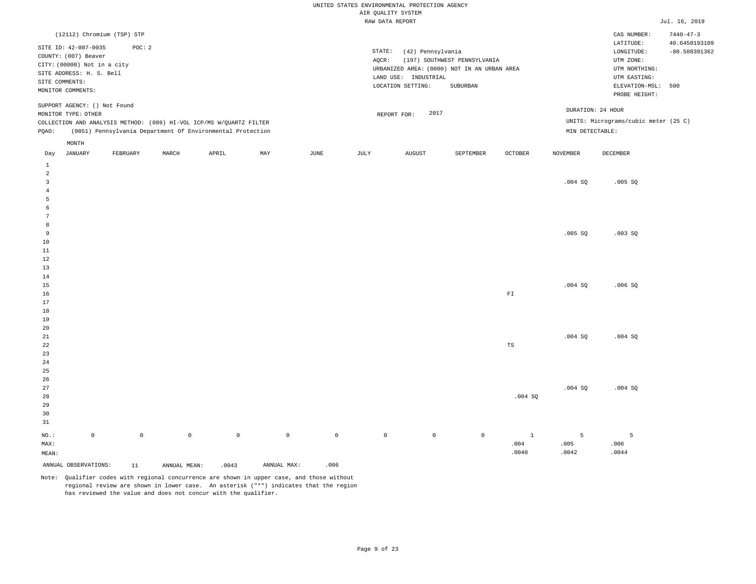UNITED STATES ENVIRONMENTAL PROTECTION AGENCY
AIR QUALITY SYSTEM
RAW DATA REPORT

Jul. 16, 2019

(12112) Chromium (TSP) STP

SITE ID: 42-007-0035 POC: 2
COUNTY: (007) Beaver
CITY: (00000) Not in a city
SITE ADDRESS: H. S. Bell
SITE COMMENTS:
MONITOR COMMENTS:

STATE: (42) Pennsylvania
AQCR: (197) SOUTHWEST PENNSYLVANIA
URBANIZED AREA: (0000) NOT IN AN URBAN AREA
LAND USE: INDUSTRIAL
LOCATION SETTING: SUBURBAN

CAS NUMBER: 7440-47-3
LATITUDE: 40.6450193109
LONGITUDE: -80.508391362
UTM ZONE:
UTM NORTHING:
UTM EASTING:
ELEVATION-MSL: 500
PROBE HEIGHT:

SUPPORT AGENCY: () Not Found
MONITOR TYPE: OTHER
COLLECTION AND ANALYSIS METHOD: (089) HI-VOL ICP/MS W/QUARTZ FILTER
PQAO: (0851) Pennsylvania Department Of Environmental Protection

REPORT FOR: 2017

DURATION: 24 HOUR
UNITS: Micrograms/cubic meter (25 C)
MIN DETECTABLE:

| Day | JANUARY | FEBRUARY | MARCH | APRIL | MAY | JUNE | JULY | AUGUST | SEPTEMBER | OCTOBER | NOVEMBER | DECEMBER |
|---|---|---|---|---|---|---|---|---|---|---|---|---|
| 1 | | | | | | | | | | | | |
| 2 | | | | | | | | | | | | |
| 3 | | | | | | | | | | | .004 SQ | .005 SQ |
| 4 | | | | | | | | | | | | |
| 5 | | | | | | | | | | | | |
| 6 | | | | | | | | | | | | |
| 7 | | | | | | | | | | | | |
| 8 | | | | | | | | | | | | |
| 9 | | | | | | | | | | | .005 SQ | .003 SQ |
| 10 | | | | | | | | | | | | |
| 11 | | | | | | | | | | | | |
| 12 | | | | | | | | | | | | |
| 13 | | | | | | | | | | | | |
| 14 | | | | | | | | | | | | |
| 15 | | | | | | | | | | | .004 SQ | .006 SQ |
| 16 | | | | | | | | | | FI | | |
| 17 | | | | | | | | | | | | |
| 18 | | | | | | | | | | | | |
| 19 | | | | | | | | | | | | |
| 20 | | | | | | | | | | | | |
| 21 | | | | | | | | | | | .004 SQ | .004 SQ |
| 22 | | | | | | | | | | TS | | |
| 23 | | | | | | | | | | | | |
| 24 | | | | | | | | | | | | |
| 25 | | | | | | | | | | | | |
| 26 | | | | | | | | | | | | |
| 27 | | | | | | | | | | | .004 SQ | .004 SQ |
| 28 | | | | | | | | | | .004 SQ | | |
| 29 | | | | | | | | | | | | |
| 30 | | | | | | | | | | | | |
| 31 | | | | | | | | | | | | |
| NO.: | 0 | 0 | 0 | 0 | 0 | 0 | 0 | 0 | 0 | 1 | 5 | 5 |
| MAX: | | | | | | | | | | .004 | .005 | .006 |
| MEAN: | | | | | | | | | | .0040 | .0042 | .0044 |

ANNUAL OBSERVATIONS: 11 ANNUAL MEAN: .0043 ANNUAL MAX: .006

Note: Qualifier codes with regional concurrence are shown in upper case, and those without regional review are shown in lower case. An asterisk ("*") indicates that the region has reviewed the value and does not concur with the qualifier.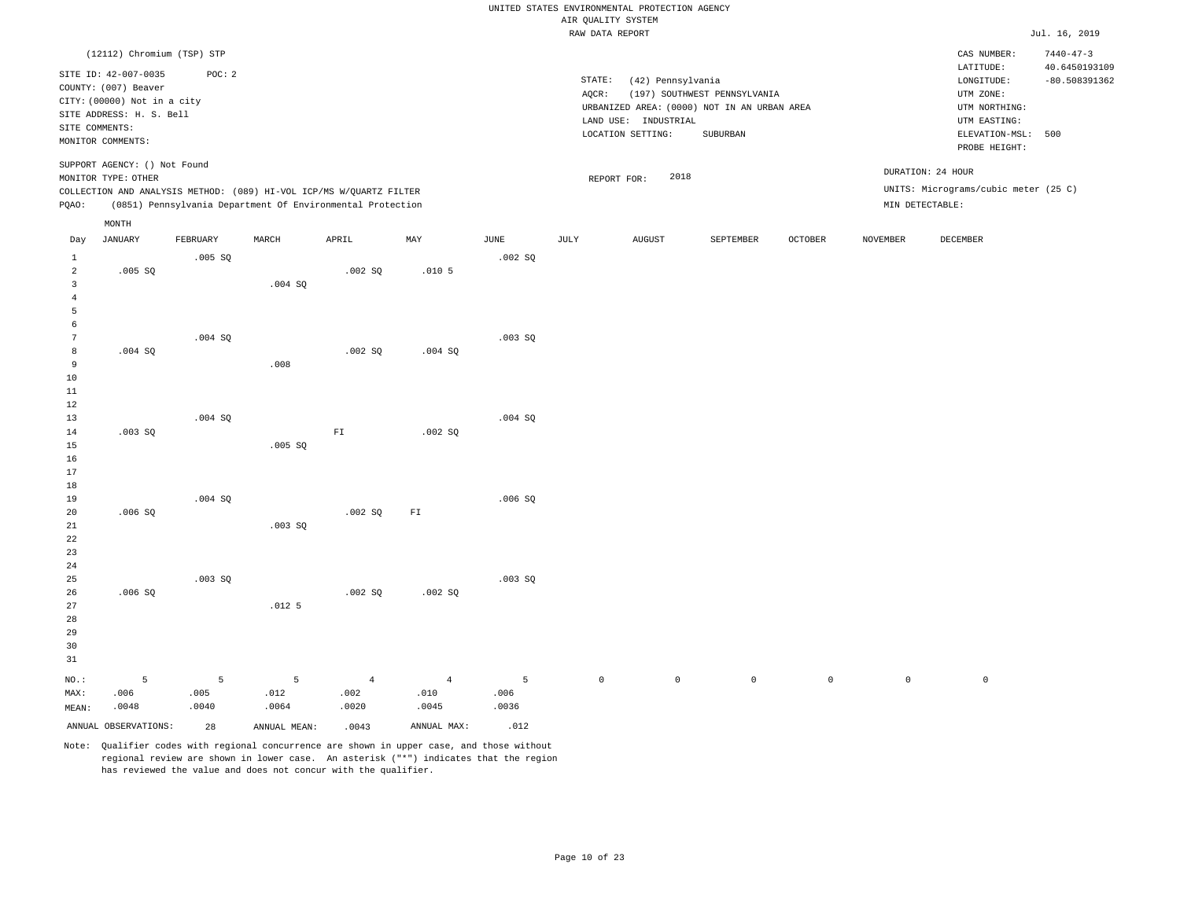UNITED STATES ENVIRONMENTAL PROTECTION AGENCY
AIR QUALITY SYSTEM
RAW DATA REPORT

Jul. 16, 2019

(12112) Chromium (TSP) STP

SITE ID: 42-007-0035 POC: 2
COUNTY: (007) Beaver
CITY: (00000) Not in a city
SITE ADDRESS: H. S. Bell
SITE COMMENTS:
MONITOR COMMENTS:

STATE: (42) Pennsylvania
AQCR: (197) SOUTHWEST PENNSYLVANIA
URBANIZED AREA: (0000) NOT IN AN URBAN AREA
LAND USE: INDUSTRIAL
LOCATION SETTING: SUBURBAN

CAS NUMBER: 7440-47-3
LATITUDE: 40.6450193109
LONGITUDE: -80.508391362
UTM ZONE:
UTM NORTHING:
UTM EASTING:
ELEVATION-MSL: 500
PROBE HEIGHT:

SUPPORT AGENCY: () Not Found
MONITOR TYPE: OTHER
COLLECTION AND ANALYSIS METHOD: (089) HI-VOL ICP/MS W/QUARTZ FILTER
PQAO: (0851) Pennsylvania Department Of Environmental Protection

REPORT FOR: 2018

DURATION: 24 HOUR
UNITS: Micrograms/cubic meter (25 C)
MIN DETECTABLE:

| Day | JANUARY | FEBRUARY | MARCH | APRIL | MAY | JUNE | JULY | AUGUST | SEPTEMBER | OCTOBER | NOVEMBER | DECEMBER |
|---|---|---|---|---|---|---|---|---|---|---|---|---|
| 1 | | .005 SQ | | | | .002 SQ | | | | | | |
| 2 | .005 SQ | | | .002 SQ | .010 5 | | | | | | | |
| 3 | | | .004 SQ | | | | | | | | | |
| 4 | | | | | | | | | | | | |
| 5 | | | | | | | | | | | | |
| 6 | | | | | | | | | | | | |
| 7 | | .004 SQ | | | | .003 SQ | | | | | | |
| 8 | .004 SQ | | | .002 SQ | .004 SQ | | | | | | | |
| 9 | | | .008 | | | | | | | | | |
| 10 | | | | | | | | | | | | |
| 11 | | | | | | | | | | | | |
| 12 | | | | | | | | | | | | |
| 13 | | .004 SQ | | | | .004 SQ | | | | | | |
| 14 | .003 SQ | | | FI | .002 SQ | | | | | | | |
| 15 | | | .005 SQ | | | | | | | | | |
| 16 | | | | | | | | | | | | |
| 17 | | | | | | | | | | | | |
| 18 | | | | | | | | | | | | |
| 19 | | .004 SQ | | | | .006 SQ | | | | | | |
| 20 | .006 SQ | | | .002 SQ | FI | | | | | | | |
| 21 | | | .003 SQ | | | | | | | | | |
| 22 | | | | | | | | | | | | |
| 23 | | | | | | | | | | | | |
| 24 | | | | | | | | | | | | |
| 25 | | .003 SQ | | | | .003 SQ | | | | | | |
| 26 | .006 SQ | | | .002 SQ | .002 SQ | | | | | | | |
| 27 | | | .012 5 | | | | | | | | | |
| 28 | | | | | | | | | | | | |
| 29 | | | | | | | | | | | | |
| 30 | | | | | | | | | | | | |
| 31 | | | | | | | | | | | | |
| NO.: | 5 | 5 | 5 | 4 | 4 | 5 | 0 | 0 | 0 | 0 | 0 | 0 |
| MAX: | .006 | .005 | .012 | .002 | .010 | .006 | | | | | | |
| MEAN: | .0048 | .0040 | .0064 | .0020 | .0045 | .0036 | | | | | | |

ANNUAL OBSERVATIONS: 28 ANNUAL MEAN: .0043 ANNUAL MAX: .012

Note: Qualifier codes with regional concurrence are shown in upper case, and those without regional review are shown in lower case. An asterisk ("*") indicates that the region has reviewed the value and does not concur with the qualifier.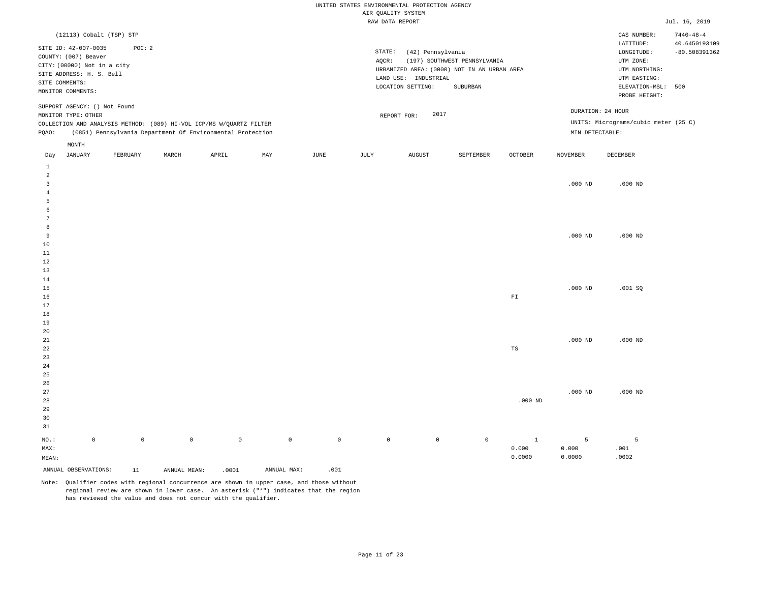UNITED STATES ENVIRONMENTAL PROTECTION AGENCY
AIR QUALITY SYSTEM
RAW DATA REPORT

Jul. 16, 2019

(12113) Cobalt (TSP) STP

SITE ID: 42-007-0035 POC: 2
COUNTY: (007) Beaver
CITY: (00000) Not in a city
SITE ADDRESS: H. S. Bell
SITE COMMENTS:
MONITOR COMMENTS:

STATE: (42) Pennsylvania
AQCR: (197) SOUTHWEST PENNSYLVANIA
URBANIZED AREA: (0000) NOT IN AN URBAN AREA
LAND USE: INDUSTRIAL
LOCATION SETTING: SUBURBAN

CAS NUMBER: 7440-48-4
LATITUDE: 40.6450193109
LONGITUDE: -80.508391362
UTM ZONE:
UTM NORTHING:
UTM EASTING:
ELEVATION-MSL: 500
PROBE HEIGHT:

SUPPORT AGENCY: () Not Found
MONITOR TYPE: OTHER
COLLECTION AND ANALYSIS METHOD: (089) HI-VOL ICP/MS W/QUARTZ FILTER
PQAO: (0851) Pennsylvania Department Of Environmental Protection

REPORT FOR: 2017

DURATION: 24 HOUR
UNITS: Micrograms/cubic meter (25 C)
MIN DETECTABLE:

| Day | JANUARY | FEBRUARY | MARCH | APRIL | MAY | JUNE | JULY | AUGUST | SEPTEMBER | OCTOBER | NOVEMBER | DECEMBER |
|---|---|---|---|---|---|---|---|---|---|---|---|---|
| 1 | | | | | | | | | | | | |
| 2 | | | | | | | | | | | | |
| 3 | | | | | | | | | | | .000 ND | .000 ND |
| 4 | | | | | | | | | | | | |
| 5 | | | | | | | | | | | | |
| 6 | | | | | | | | | | | | |
| 7 | | | | | | | | | | | | |
| 8 | | | | | | | | | | | | |
| 9 | | | | | | | | | | | .000 ND | .000 ND |
| 10 | | | | | | | | | | | | |
| 11 | | | | | | | | | | | | |
| 12 | | | | | | | | | | | | |
| 13 | | | | | | | | | | | | |
| 14 | | | | | | | | | | | | |
| 15 | | | | | | | | | | | .000 ND | .001 SQ |
| 16 | | | | | | | | | | FI | | |
| 17 | | | | | | | | | | | | |
| 18 | | | | | | | | | | | | |
| 19 | | | | | | | | | | | | |
| 20 | | | | | | | | | | | | |
| 21 | | | | | | | | | | | .000 ND | .000 ND |
| 22 | | | | | | | | | | TS | | |
| 23 | | | | | | | | | | | | |
| 24 | | | | | | | | | | | | |
| 25 | | | | | | | | | | | | |
| 26 | | | | | | | | | | | | |
| 27 | | | | | | | | | | | .000 ND | .000 ND |
| 28 | | | | | | | | | | .000 ND | | |
| 29 | | | | | | | | | | | | |
| 30 | | | | | | | | | | | | |
| 31 | | | | | | | | | | | | |
| NO.: | 0 | 0 | 0 | 0 | 0 | 0 | 0 | 0 | 0 | 1 | 5 | 5 |
| MAX: | | | | | | | | | | 0.000 | 0.000 | .001 |
| MEAN: | | | | | | | | | | 0.0000 | 0.0000 | .0002 |

ANNUAL OBSERVATIONS: 11 ANNUAL MEAN: .0001 ANNUAL MAX: .001

Note: Qualifier codes with regional concurrence are shown in upper case, and those without regional review are shown in lower case. An asterisk ("*") indicates that the region has reviewed the value and does not concur with the qualifier.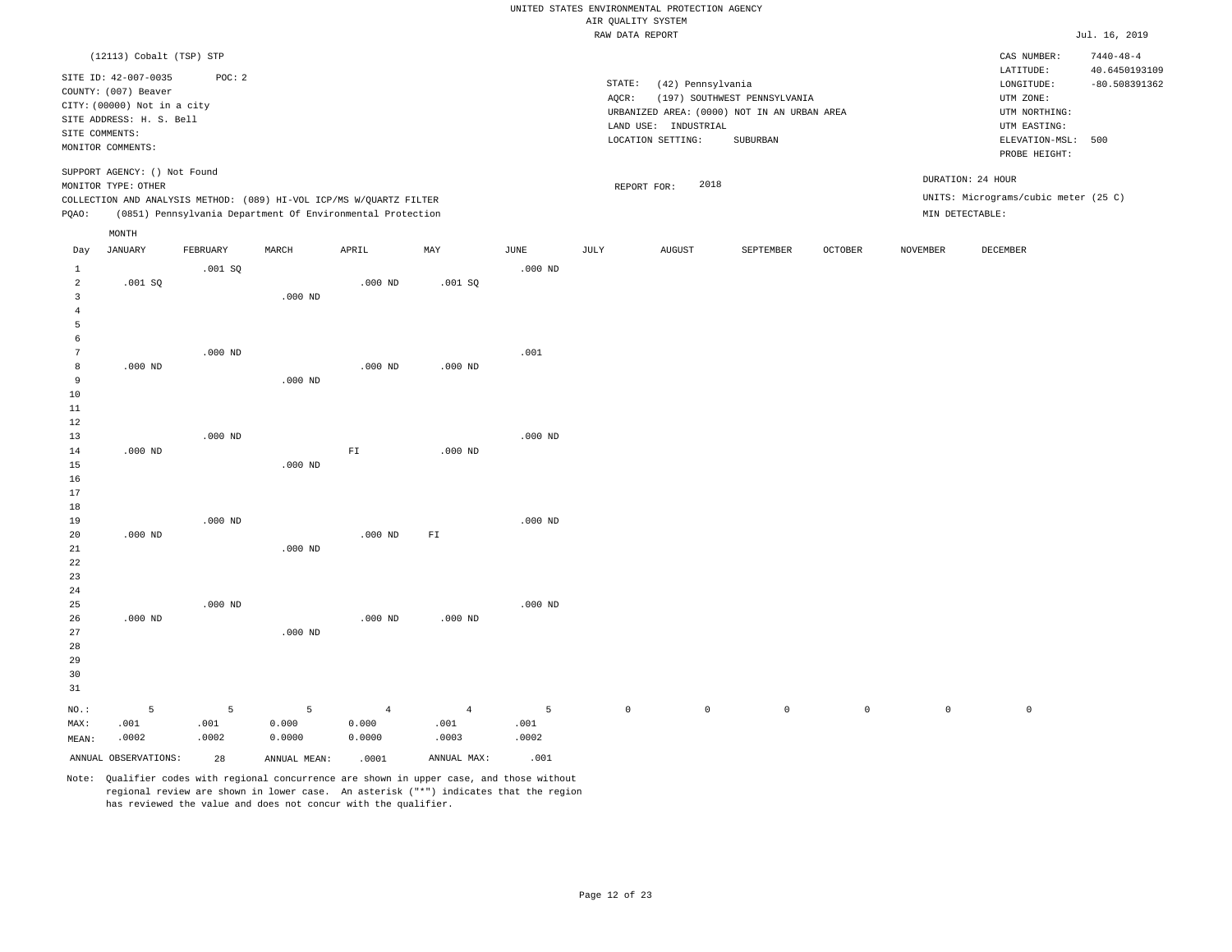UNITED STATES ENVIRONMENTAL PROTECTION AGENCY
AIR QUALITY SYSTEM
RAW DATA REPORT

Jul. 16, 2019

(12113) Cobalt (TSP) STP

SITE ID: 42-007-0035  POC: 2
COUNTY: (007) Beaver
CITY: (00000) Not in a city
SITE ADDRESS: H. S. Bell
SITE COMMENTS:
MONITOR COMMENTS:

STATE: (42) Pennsylvania
AQCR: (197) SOUTHWEST PENNSYLVANIA
URBANIZED AREA: (0000) NOT IN AN URBAN AREA
LAND USE: INDUSTRIAL
LOCATION SETTING: SUBURBAN

CAS NUMBER: 7440-48-4
LATITUDE: 40.6450193109
LONGITUDE: -80.508391362
UTM ZONE:
UTM NORTHING:
UTM EASTING:
ELEVATION-MSL: 500
PROBE HEIGHT:

SUPPORT AGENCY: () Not Found
MONITOR TYPE: OTHER
COLLECTION AND ANALYSIS METHOD: (089) HI-VOL ICP/MS W/QUARTZ FILTER
PQAO: (0851) Pennsylvania Department Of Environmental Protection

REPORT FOR: 2018

DURATION: 24 HOUR
UNITS: Micrograms/cubic meter (25 C)
MIN DETECTABLE:

| Day | JANUARY | FEBRUARY | MARCH | APRIL | MAY | JUNE | JULY | AUGUST | SEPTEMBER | OCTOBER | NOVEMBER | DECEMBER |
|---|---|---|---|---|---|---|---|---|---|---|---|---|
| 1 | | .001 SQ | | | | .000 ND | | | | | | |
| 2 | .001 SQ | | | .000 ND | .001 SQ | | | | | | | |
| 3 | | | .000 ND | | | | | | | | | |
| 4 | | | | | | | | | | | | |
| 5 | | | | | | | | | | | | |
| 6 | | | | | | | | | | | | |
| 7 | | .000 ND | | | | .001 | | | | | | |
| 8 | .000 ND | | | .000 ND | .000 ND | | | | | | | |
| 9 | | | .000 ND | | | | | | | | | |
| 10 | | | | | | | | | | | | |
| 11 | | | | | | | | | | | | |
| 12 | | | | | | | | | | | | |
| 13 | | .000 ND | | | | .000 ND | | | | | | |
| 14 | .000 ND | | | FI | .000 ND | | | | | | | |
| 15 | | | .000 ND | | | | | | | | | |
| 16 | | | | | | | | | | | | |
| 17 | | | | | | | | | | | | |
| 18 | | | | | | | | | | | | |
| 19 | | .000 ND | | | | .000 ND | | | | | | |
| 20 | .000 ND | | | .000 ND | FI | | | | | | | |
| 21 | | | .000 ND | | | | | | | | | |
| 22 | | | | | | | | | | | | |
| 23 | | | | | | | | | | | | |
| 24 | | | | | | | | | | | | |
| 25 | | .000 ND | | | | .000 ND | | | | | | |
| 26 | .000 ND | | | .000 ND | .000 ND | | | | | | | |
| 27 | | | .000 ND | | | | | | | | | |
| 28 | | | | | | | | | | | | |
| 29 | | | | | | | | | | | | |
| 30 | | | | | | | | | | | | |
| 31 | | | | | | | | | | | | |
| NO.: | 5 | 5 | 5 | 4 | 4 | 5 | 0 | 0 | 0 | 0 | 0 | 0 |
| MAX: | .001 | .001 | 0.000 | 0.000 | .001 | .001 | | | | | | |
| MEAN: | .0002 | .0002 | 0.0000 | 0.0000 | .0003 | .0002 | | | | | | |

ANNUAL OBSERVATIONS: 28  ANNUAL MEAN: .0001  ANNUAL MAX: .001

Note: Qualifier codes with regional concurrence are shown in upper case, and those without regional review are shown in lower case. An asterisk ("*") indicates that the region has reviewed the value and does not concur with the qualifier.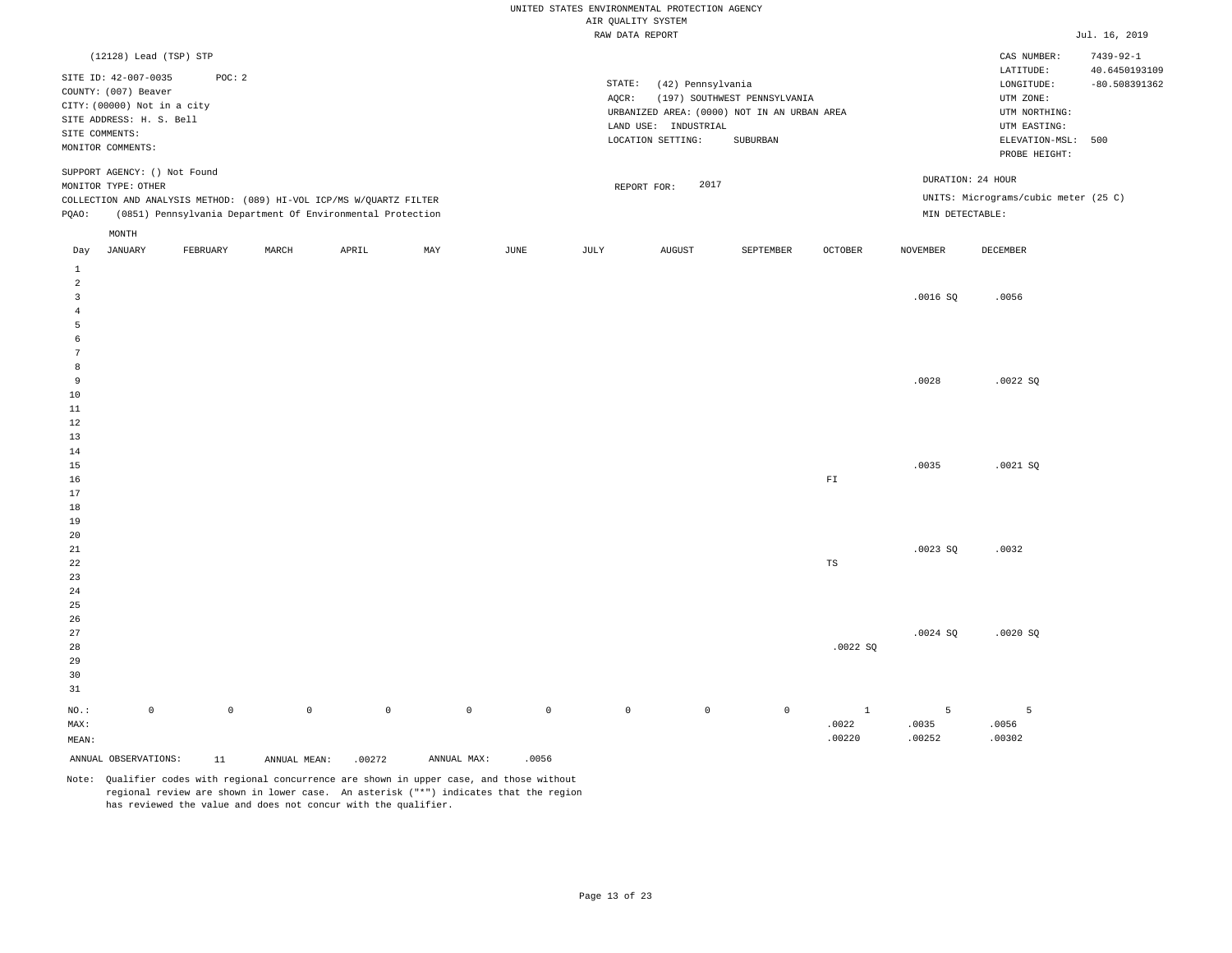UNITED STATES ENVIRONMENTAL PROTECTION AGENCY
AIR QUALITY SYSTEM
RAW DATA REPORT

Jul. 16, 2019

(12128) Lead (TSP) STP

SITE ID: 42-007-0035 POC: 2
COUNTY: (007) Beaver
CITY: (00000) Not in a city
SITE ADDRESS: H. S. Bell
SITE COMMENTS:
MONITOR COMMENTS:

STATE: (42) Pennsylvania
AQCR: (197) SOUTHWEST PENNSYLVANIA
URBANIZED AREA: (0000) NOT IN AN URBAN AREA
LAND USE: INDUSTRIAL
LOCATION SETTING: SUBURBAN

CAS NUMBER: 7439-92-1
LATITUDE: 40.6450193109
LONGITUDE: -80.508391362
UTM ZONE:
UTM NORTHING:
UTM EASTING:
ELEVATION-MSL: 500
PROBE HEIGHT:

SUPPORT AGENCY: () Not Found
MONITOR TYPE: OTHER
COLLECTION AND ANALYSIS METHOD: (089) HI-VOL ICP/MS W/QUARTZ FILTER
PQAO: (0851) Pennsylvania Department Of Environmental Protection

REPORT FOR: 2017

DURATION: 24 HOUR
UNITS: Micrograms/cubic meter (25 C)
MIN DETECTABLE:

| Day | JANUARY | FEBRUARY | MARCH | APRIL | MAY | JUNE | JULY | AUGUST | SEPTEMBER | OCTOBER | NOVEMBER | DECEMBER |
|---|---|---|---|---|---|---|---|---|---|---|---|---|
| 1 | | | | | | | | | | | | |
| 2 | | | | | | | | | | | | |
| 3 | | | | | | | | | | | .0016 SQ | .0056 |
| 4 | | | | | | | | | | | | |
| 5 | | | | | | | | | | | | |
| 6 | | | | | | | | | | | | |
| 7 | | | | | | | | | | | | |
| 8 | | | | | | | | | | | | |
| 9 | | | | | | | | | | | .0028 | .0022 SQ |
| 10 | | | | | | | | | | | | |
| 11 | | | | | | | | | | | | |
| 12 | | | | | | | | | | | | |
| 13 | | | | | | | | | | | | |
| 14 | | | | | | | | | | | | |
| 15 | | | | | | | | | | | .0035 | .0021 SQ |
| 16 | | | | | | | | | | FI | | |
| 17 | | | | | | | | | | | | |
| 18 | | | | | | | | | | | | |
| 19 | | | | | | | | | | | | |
| 20 | | | | | | | | | | | | |
| 21 | | | | | | | | | | | .0023 SQ | .0032 |
| 22 | | | | | | | | | | TS | | |
| 23 | | | | | | | | | | | | |
| 24 | | | | | | | | | | | | |
| 25 | | | | | | | | | | | | |
| 26 | | | | | | | | | | | | |
| 27 | | | | | | | | | | | .0024 SQ | .0020 SQ |
| 28 | | | | | | | | | | .0022 SQ | | |
| 29 | | | | | | | | | | | | |
| 30 | | | | | | | | | | | | |
| 31 | | | | | | | | | | | | |
| NO.: | 0 | 0 | 0 | 0 | 0 | 0 | 0 | 0 | 0 | 1 | 5 | 5 |
| MAX: | | | | | | | | | | .0022 | .0035 | .0056 |
| MEAN: | | | | | | | | | | .00220 | .00252 | .00302 |

ANNUAL OBSERVATIONS: 11 ANNUAL MEAN: .00272 ANNUAL MAX: .0056

Note: Qualifier codes with regional concurrence are shown in upper case, and those without regional review are shown in lower case. An asterisk ("*") indicates that the region has reviewed the value and does not concur with the qualifier.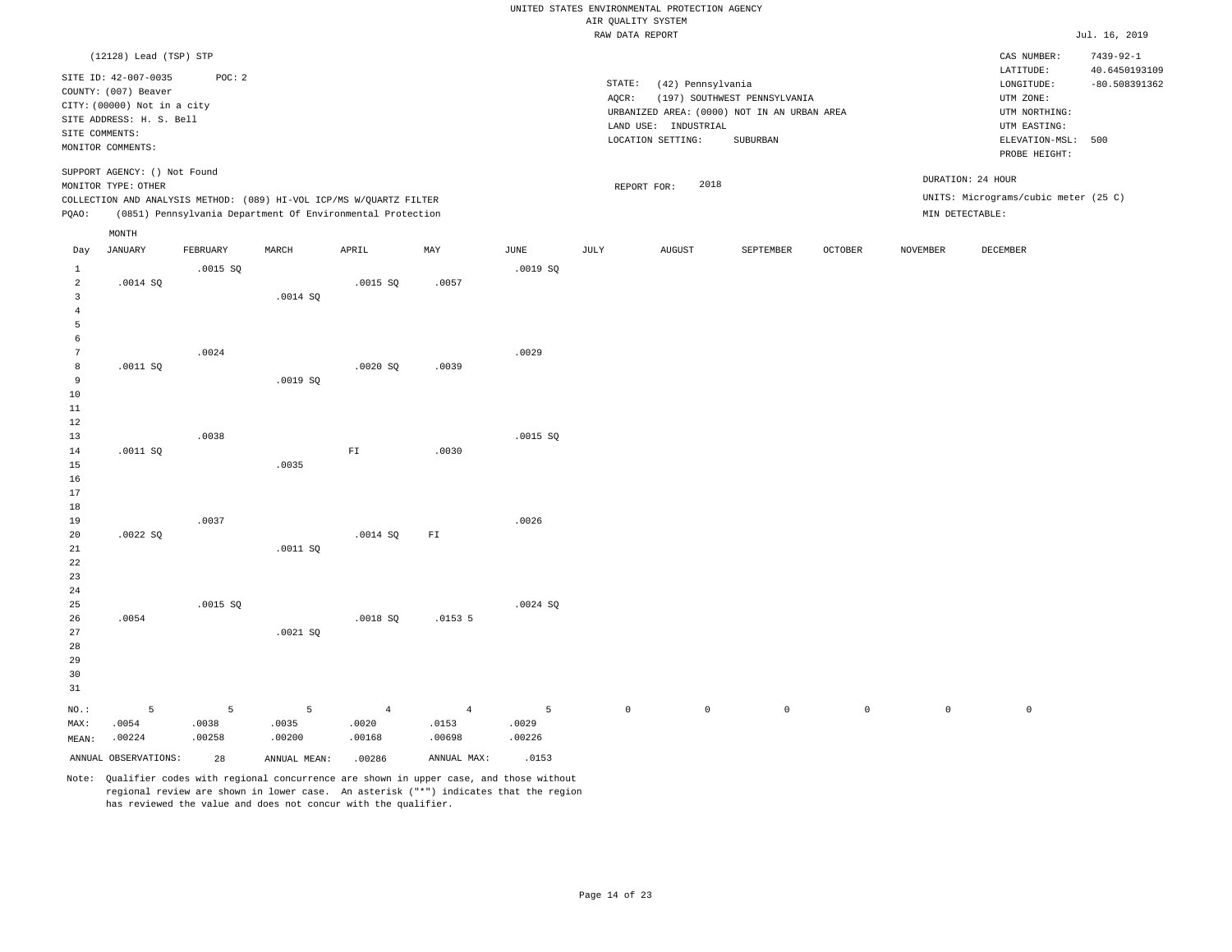UNITED STATES ENVIRONMENTAL PROTECTION AGENCY
AIR QUALITY SYSTEM
RAW DATA REPORT

Jul. 16, 2019

(12128) Lead (TSP) STP

SITE ID: 42-007-0035 POC: 2
COUNTY: (007) Beaver
CITY: (00000) Not in a city
SITE ADDRESS: H. S. Bell
SITE COMMENTS:
MONITOR COMMENTS:

STATE: (42) Pennsylvania
AQCR: (197) SOUTHWEST PENNSYLVANIA
URBANIZED AREA: (0000) NOT IN AN URBAN AREA
LAND USE: INDUSTRIAL
LOCATION SETTING: SUBURBAN

CAS NUMBER: 7439-92-1
LATITUDE: 40.6450193109
LONGITUDE: -80.508391362
UTM ZONE:
UTM NORTHING:
UTM EASTING:
ELEVATION-MSL: 500
PROBE HEIGHT:

SUPPORT AGENCY: () Not Found
MONITOR TYPE: OTHER
COLLECTION AND ANALYSIS METHOD: (089) HI-VOL ICP/MS W/QUARTZ FILTER
PQAO: (0851) Pennsylvania Department Of Environmental Protection

REPORT FOR: 2018

DURATION: 24 HOUR
UNITS: Micrograms/cubic meter (25 C)
MIN DETECTABLE:

| Day | JANUARY | FEBRUARY | MARCH | APRIL | MAY | JUNE | JULY | AUGUST | SEPTEMBER | OCTOBER | NOVEMBER | DECEMBER |
|---|---|---|---|---|---|---|---|---|---|---|---|---|
| 1 | | .0015 SQ | | | | .0019 SQ | | | | | | |
| 2 | .0014 SQ | | | .0015 SQ | .0057 | | | | | | | |
| 3 | | | .0014 SQ | | | | | | | | | |
| 4 | | | | | | | | | | | | |
| 5 | | | | | | | | | | | | |
| 6 | | | | | | | | | | | | |
| 7 | | .0024 | | | | .0029 | | | | | | |
| 8 | .0011 SQ | | | .0020 SQ | .0039 | | | | | | | |
| 9 | | | .0019 SQ | | | | | | | | | |
| 10 | | | | | | | | | | | | |
| 11 | | | | | | | | | | | | |
| 12 | | | | | | | | | | | | |
| 13 | | .0038 | | | | .0015 SQ | | | | | | |
| 14 | .0011 SQ | | | FI | .0030 | | | | | | | |
| 15 | | | .0035 | | | | | | | | | |
| 16 | | | | | | | | | | | | |
| 17 | | | | | | | | | | | | |
| 18 | | | | | | | | | | | | |
| 19 | | .0037 | | | | .0026 | | | | | | |
| 20 | .0022 SQ | | | .0014 SQ | FI | | | | | | | |
| 21 | | | .0011 SQ | | | | | | | | | |
| 22 | | | | | | | | | | | | |
| 23 | | | | | | | | | | | | |
| 24 | | | | | | | | | | | | |
| 25 | | .0015 SQ | | | | .0024 SQ | | | | | | |
| 26 | .0054 | | | .0018 SQ | .0153 5 | | | | | | | |
| 27 | | | .0021 SQ | | | | | | | | | |
| 28 | | | | | | | | | | | | |
| 29 | | | | | | | | | | | | |
| 30 | | | | | | | | | | | | |
| 31 | | | | | | | | | | | | |
| NO.: | 5 | 5 | 5 | 4 | 4 | 5 | 0 | 0 | 0 | 0 | 0 | 0 |
| MAX: | .0054 | .0038 | .0035 | .0020 | .0153 | .0029 | | | | | | |
| MEAN: | .00224 | .00258 | .00200 | .00168 | .00698 | .00226 | | | | | | |

ANNUAL OBSERVATIONS: 28 ANNUAL MEAN: .00286 ANNUAL MAX: .0153

Note: Qualifier codes with regional concurrence are shown in upper case, and those without regional review are shown in lower case. An asterisk ("*") indicates that the region has reviewed the value and does not concur with the qualifier.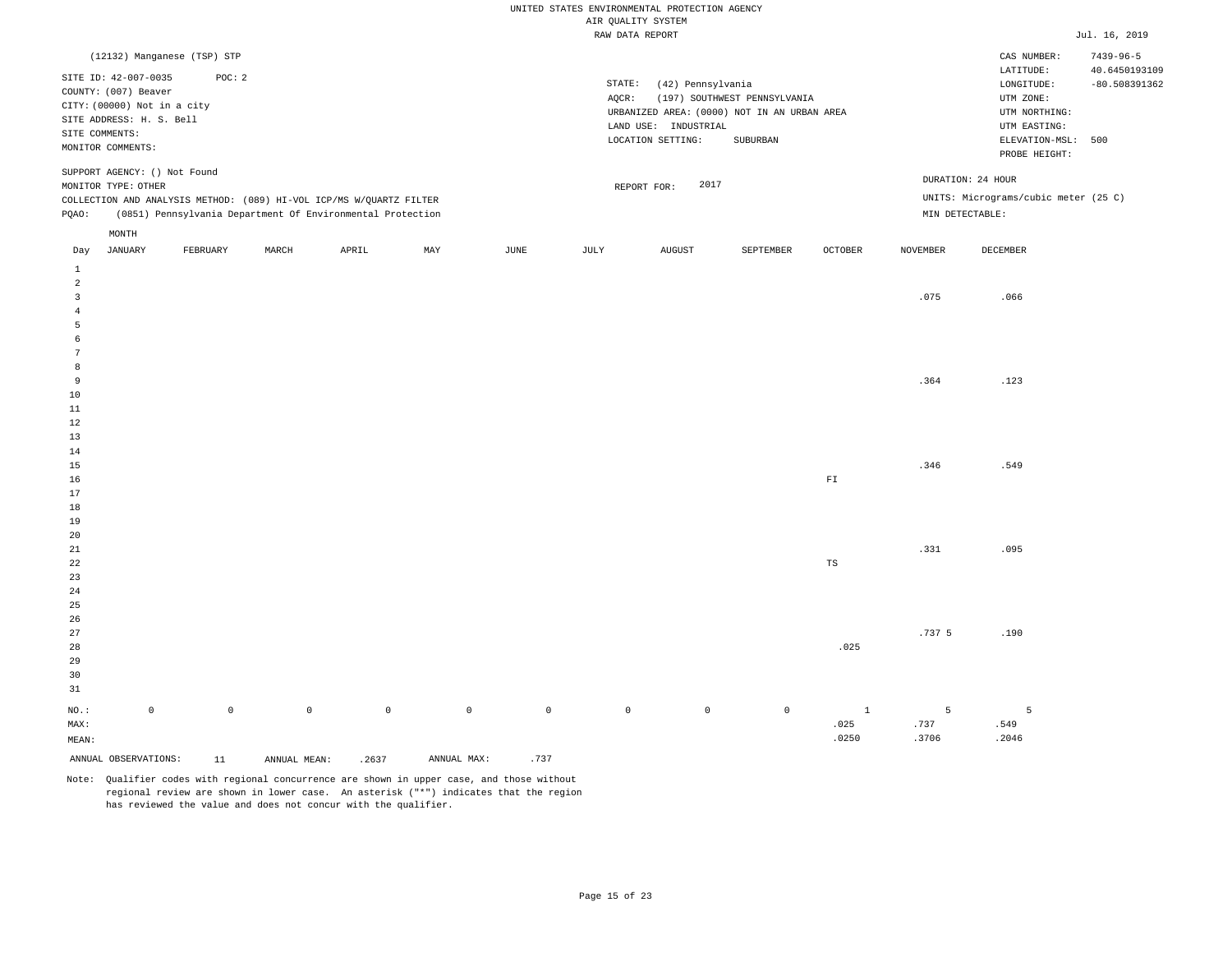UNITED STATES ENVIRONMENTAL PROTECTION AGENCY
AIR QUALITY SYSTEM
RAW DATA REPORT

Jul. 16, 2019

(12132) Manganese (TSP) STP

SITE ID: 42-007-0035 POC: 2
COUNTY: (007) Beaver
CITY: (00000) Not in a city
SITE ADDRESS: H. S. Bell
SITE COMMENTS:
MONITOR COMMENTS:

STATE: (42) Pennsylvania
AQCR: (197) SOUTHWEST PENNSYLVANIA
URBANIZED AREA: (0000) NOT IN AN URBAN AREA
LAND USE: INDUSTRIAL
LOCATION SETTING: SUBURBAN

CAS NUMBER: 7439-96-5
LATITUDE: 40.6450193109
LONGITUDE: -80.508391362
UTM ZONE:
UTM NORTHING:
UTM EASTING:
ELEVATION-MSL: 500
PROBE HEIGHT:

SUPPORT AGENCY: () Not Found
MONITOR TYPE: OTHER
COLLECTION AND ANALYSIS METHOD: (089) HI-VOL ICP/MS W/QUARTZ FILTER
PQAO: (0851) Pennsylvania Department Of Environmental Protection

REPORT FOR: 2017

DURATION: 24 HOUR
UNITS: Micrograms/cubic meter (25 C)
MIN DETECTABLE:

| Day | JANUARY | FEBRUARY | MARCH | APRIL | MAY | JUNE | JULY | AUGUST | SEPTEMBER | OCTOBER | NOVEMBER | DECEMBER |
|---|---|---|---|---|---|---|---|---|---|---|---|---|
| 1 | | | | | | | | | | | | |
| 2 | | | | | | | | | | | | |
| 3 | | | | | | | | | | | .075 | .066 |
| 4 | | | | | | | | | | | | |
| 5 | | | | | | | | | | | | |
| 6 | | | | | | | | | | | | |
| 7 | | | | | | | | | | | | |
| 8 | | | | | | | | | | | | |
| 9 | | | | | | | | | | | .364 | .123 |
| 10 | | | | | | | | | | | | |
| 11 | | | | | | | | | | | | |
| 12 | | | | | | | | | | | | |
| 13 | | | | | | | | | | | | |
| 14 | | | | | | | | | | | | |
| 15 | | | | | | | | | | | .346 | .549 |
| 16 | | | | | | | | | | FI | | |
| 17 | | | | | | | | | | | | |
| 18 | | | | | | | | | | | | |
| 19 | | | | | | | | | | | | |
| 20 | | | | | | | | | | | | |
| 21 | | | | | | | | | | | .331 | .095 |
| 22 | | | | | | | | | | TS | | |
| 23 | | | | | | | | | | | | |
| 24 | | | | | | | | | | | | |
| 25 | | | | | | | | | | | | |
| 26 | | | | | | | | | | | | |
| 27 | | | | | | | | | | | .737 5 | .190 |
| 28 | | | | | | | | | | .025 | | |
| 29 | | | | | | | | | | | | |
| 30 | | | | | | | | | | | | |
| 31 | | | | | | | | | | | | |
| NO.: | 0 | 0 | 0 | 0 | 0 | 0 | 0 | 0 | 0 | 1 | 5 | 5 |
| MAX: | | | | | | | | | | .025 | .737 | .549 |
| MEAN: | | | | | | | | | | .0250 | .3706 | .2046 |

ANNUAL OBSERVATIONS: 11 ANNUAL MEAN: .2637 ANNUAL MAX: .737

Note: Qualifier codes with regional concurrence are shown in upper case, and those without regional review are shown in lower case. An asterisk ("*") indicates that the region has reviewed the value and does not concur with the qualifier.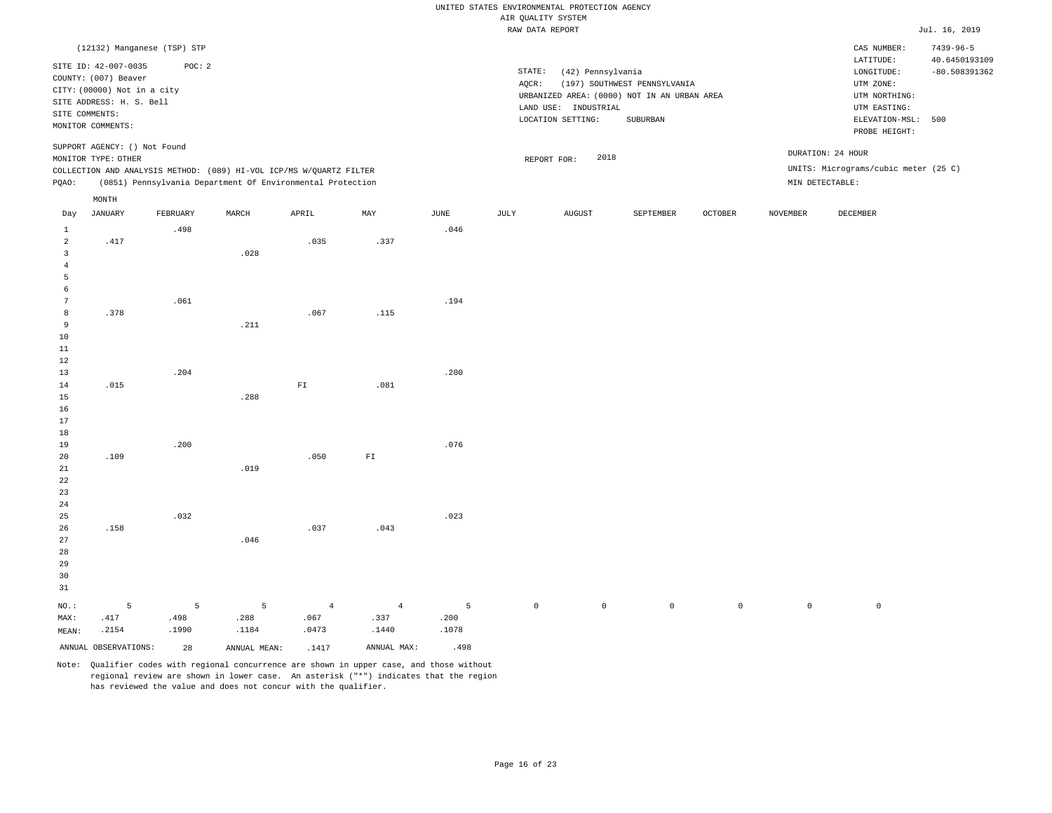UNITED STATES ENVIRONMENTAL PROTECTION AGENCY
AIR QUALITY SYSTEM
RAW DATA REPORT

Jul. 16, 2019

(12132) Manganese (TSP) STP

SITE ID: 42-007-0035 POC: 2
COUNTY: (007) Beaver
CITY: (00000) Not in a city
SITE ADDRESS: H. S. Bell
SITE COMMENTS:
MONITOR COMMENTS:

SUPPORT AGENCY: () Not Found
MONITOR TYPE: OTHER
COLLECTION AND ANALYSIS METHOD: (089) HI-VOL ICP/MS W/QUARTZ FILTER
PQAO: (0851) Pennsylvania Department Of Environmental Protection

STATE: (42) Pennsylvania
AQCR: (197) SOUTHWEST PENNSYLVANIA
URBANIZED AREA: (0000) NOT IN AN URBAN AREA
LAND USE: INDUSTRIAL
LOCATION SETTING: SUBURBAN

REPORT FOR: 2018

CAS NUMBER: 7439-96-5
LATITUDE: 40.6450193109
LONGITUDE: -80.508391362
UTM ZONE:
UTM NORTHING:
UTM EASTING:
ELEVATION-MSL: 500
PROBE HEIGHT:

DURATION: 24 HOUR
UNITS: Micrograms/cubic meter (25 C)
MIN DETECTABLE:

| Day | JANUARY | FEBRUARY | MARCH | APRIL | MAY | JUNE | JULY | AUGUST | SEPTEMBER | OCTOBER | NOVEMBER | DECEMBER |
|---|---|---|---|---|---|---|---|---|---|---|---|---|
| 1 | | .498 | | | | .046 | | | | | | |
| 2 | .417 | | | .035 | .337 | | | | | | | |
| 3 | | | .028 | | | | | | | | | |
| 4 | | | | | | | | | | | | |
| 5 | | | | | | | | | | | | |
| 6 | | | | | | | | | | | | |
| 7 | | .061 | | | | .194 | | | | | | |
| 8 | .378 | | | .067 | .115 | | | | | | | |
| 9 | | | .211 | | | | | | | | | |
| 10 | | | | | | | | | | | | |
| 11 | | | | | | | | | | | | |
| 12 | | | | | | | | | | | | |
| 13 | | .204 | | | | .200 | | | | | | |
| 14 | .015 | | | FI | .081 | | | | | | | |
| 15 | | | .288 | | | | | | | | | |
| 16 | | | | | | | | | | | | |
| 17 | | | | | | | | | | | | |
| 18 | | | | | | | | | | | | |
| 19 | | .200 | | | | .076 | | | | | | |
| 20 | .109 | | | .050 | FI | | | | | | | |
| 21 | | | .019 | | | | | | | | | |
| 22 | | | | | | | | | | | | |
| 23 | | | | | | | | | | | | |
| 24 | | | | | | | | | | | | |
| 25 | | .032 | | | | .023 | | | | | | |
| 26 | .158 | | | .037 | .043 | | | | | | | |
| 27 | | | .046 | | | | | | | | | |
| 28 | | | | | | | | | | | | |
| 29 | | | | | | | | | | | | |
| 30 | | | | | | | | | | | | |
| 31 | | | | | | | | | | | | |
| NO.: | 5 | 5 | 5 | 4 | 4 | 5 | 0 | 0 | 0 | 0 | 0 | 0 |
| MAX: | .417 | .498 | .288 | .067 | .337 | .200 | | | | | | |
| MEAN: | .2154 | .1990 | .1184 | .0473 | .1440 | .1078 | | | | | | |

ANNUAL OBSERVATIONS: 28 ANNUAL MEAN: .1417 ANNUAL MAX: .498

Note: Qualifier codes with regional concurrence are shown in upper case, and those without regional review are shown in lower case. An asterisk ("*") indicates that the region has reviewed the value and does not concur with the qualifier.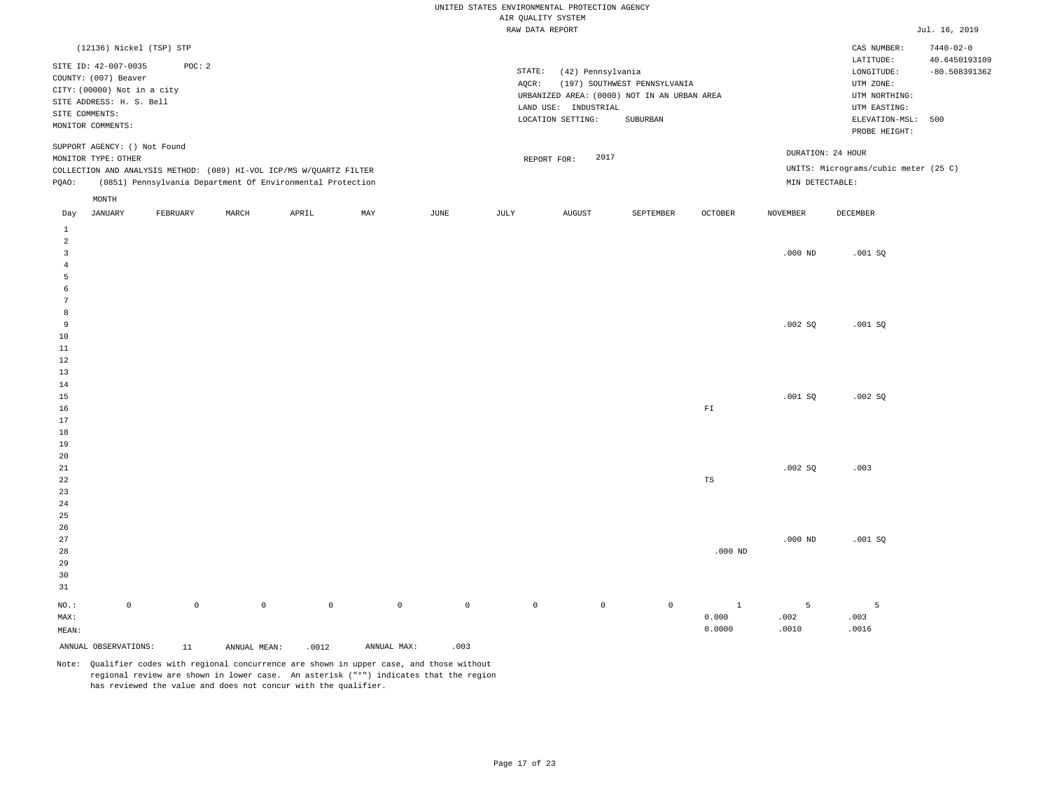UNITED STATES ENVIRONMENTAL PROTECTION AGENCY
AIR QUALITY SYSTEM
RAW DATA REPORT

Jul. 16, 2019

(12136) Nickel (TSP) STP

SITE ID: 42-007-0035 POC: 2
COUNTY: (007) Beaver
CITY: (00000) Not in a city
SITE ADDRESS: H. S. Bell
SITE COMMENTS:
MONITOR COMMENTS:

STATE: (42) Pennsylvania
AQCR: (197) SOUTHWEST PENNSYLVANIA
URBANIZED AREA: (0000) NOT IN AN URBAN AREA
LAND USE: INDUSTRIAL
LOCATION SETTING: SUBURBAN

CAS NUMBER: 7440-02-0
LATITUDE: 40.6450193109
LONGITUDE: -80.508391362
UTM ZONE:
UTM NORTHING:
UTM EASTING:
ELEVATION-MSL: 500
PROBE HEIGHT:

SUPPORT AGENCY: () Not Found
MONITOR TYPE: OTHER
COLLECTION AND ANALYSIS METHOD: (089) HI-VOL ICP/MS W/QUARTZ FILTER
PQAO: (0851) Pennsylvania Department Of Environmental Protection

REPORT FOR: 2017

DURATION: 24 HOUR
UNITS: Micrograms/cubic meter (25 C)
MIN DETECTABLE:

| Day | JANUARY | FEBRUARY | MARCH | APRIL | MAY | JUNE | JULY | AUGUST | SEPTEMBER | OCTOBER | NOVEMBER | DECEMBER |
|---|---|---|---|---|---|---|---|---|---|---|---|---|
| 1 | | | | | | | | | | | | |
| 2 | | | | | | | | | | | | |
| 3 | | | | | | | | | | | .000 ND | .001 SQ |
| 4 | | | | | | | | | | | | |
| 5 | | | | | | | | | | | | |
| 6 | | | | | | | | | | | | |
| 7 | | | | | | | | | | | | |
| 8 | | | | | | | | | | | | |
| 9 | | | | | | | | | | | .002 SQ | .001 SQ |
| 10 | | | | | | | | | | | | |
| 11 | | | | | | | | | | | | |
| 12 | | | | | | | | | | | | |
| 13 | | | | | | | | | | | | |
| 14 | | | | | | | | | | | | |
| 15 | | | | | | | | | | | .001 SQ | .002 SQ |
| 16 | | | | | | | | | | FI | | |
| 17 | | | | | | | | | | | | |
| 18 | | | | | | | | | | | | |
| 19 | | | | | | | | | | | | |
| 20 | | | | | | | | | | | | |
| 21 | | | | | | | | | | | .002 SQ | .003 |
| 22 | | | | | | | | | | TS | | |
| 23 | | | | | | | | | | | | |
| 24 | | | | | | | | | | | | |
| 25 | | | | | | | | | | | | |
| 26 | | | | | | | | | | | | |
| 27 | | | | | | | | | | | .000 ND | .001 SQ |
| 28 | | | | | | | | | | .000 ND | | |
| 29 | | | | | | | | | | | | |
| 30 | | | | | | | | | | | | |
| 31 | | | | | | | | | | | | |
| NO.: | 0 | 0 | 0 | 0 | 0 | 0 | 0 | 0 | 0 | 1 | 5 | 5 |
| MAX: | | | | | | | | | | 0.000 | .002 | .003 |
| MEAN: | | | | | | | | | | 0.0000 | .0010 | .0016 |

ANNUAL OBSERVATIONS: 11 ANNUAL MEAN: .0012 ANNUAL MAX: .003

Note: Qualifier codes with regional concurrence are shown in upper case, and those without regional review are shown in lower case. An asterisk ("*") indicates that the region has reviewed the value and does not concur with the qualifier.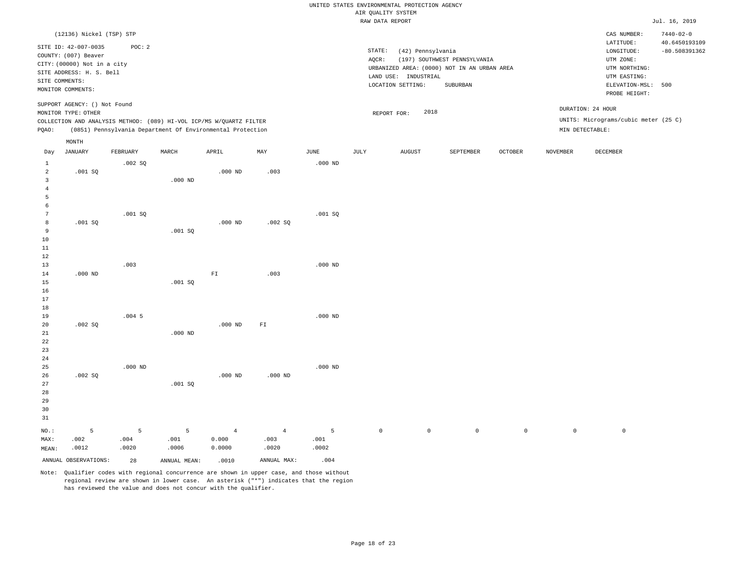UNITED STATES ENVIRONMENTAL PROTECTION AGENCY
AIR QUALITY SYSTEM
RAW DATA REPORT

Jul. 16, 2019

(12136) Nickel (TSP) STP

SITE ID: 42-007-0035 POC: 2
COUNTY: (007) Beaver
CITY: (00000) Not in a city
SITE ADDRESS: H. S. Bell
SITE COMMENTS:
MONITOR COMMENTS:

SUPPORT AGENCY: () Not Found
MONITOR TYPE: OTHER
COLLECTION AND ANALYSIS METHOD: (089) HI-VOL ICP/MS W/QUARTZ FILTER
PQAO: (0851) Pennsylvania Department Of Environmental Protection

STATE: (42) Pennsylvania
AQCR: (197) SOUTHWEST PENNSYLVANIA
URBANIZED AREA: (0000) NOT IN AN URBAN AREA
LAND USE: INDUSTRIAL
LOCATION SETTING: SUBURBAN

REPORT FOR: 2018

CAS NUMBER: 7440-02-0
LATITUDE: 40.6450193109
LONGITUDE: -80.508391362
UTM ZONE:
UTM NORTHING:
UTM EASTING:
ELEVATION-MSL: 500
PROBE HEIGHT:

DURATION: 24 HOUR
UNITS: Micrograms/cubic meter (25 C)
MIN DETECTABLE:

| Day | JANUARY | FEBRUARY | MARCH | APRIL | MAY | JUNE | JULY | AUGUST | SEPTEMBER | OCTOBER | NOVEMBER | DECEMBER |
|---|---|---|---|---|---|---|---|---|---|---|---|---|
| 1 | | .002 SQ | | | | .000 ND | | | | | | |
| 2 | .001 SQ | | | .000 ND | .003 | | | | | | | |
| 3 | | | .000 ND | | | | | | | | | |
| 4 | | | | | | | | | | | | |
| 5 | | | | | | | | | | | | |
| 6 | | | | | | | | | | | | |
| 7 | | .001 SQ | | | | .001 SQ | | | | | | |
| 8 | .001 SQ | | | .000 ND | .002 SQ | | | | | | | |
| 9 | | | .001 SQ | | | | | | | | | |
| 10 | | | | | | | | | | | | |
| 11 | | | | | | | | | | | | |
| 12 | | | | | | | | | | | | |
| 13 | | .003 | | | | .000 ND | | | | | | |
| 14 | .000 ND | | | FI | .003 | | | | | | | |
| 15 | | | .001 SQ | | | | | | | | | |
| 16 | | | | | | | | | | | | |
| 17 | | | | | | | | | | | | |
| 18 | | | | | | | | | | | | |
| 19 | | .004 5 | | | | .000 ND | | | | | | |
| 20 | .002 SQ | | | .000 ND | FI | | | | | | | |
| 21 | | | .000 ND | | | | | | | | | |
| 22 | | | | | | | | | | | | |
| 23 | | | | | | | | | | | | |
| 24 | | | | | | | | | | | | |
| 25 | | .000 ND | | | | .000 ND | | | | | | |
| 26 | .002 SQ | | | .000 ND | .000 ND | | | | | | | |
| 27 | | | .001 SQ | | | | | | | | | |
| 28 | | | | | | | | | | | | |
| 29 | | | | | | | | | | | | |
| 30 | | | | | | | | | | | | |
| 31 | | | | | | | | | | | | |
| NO.: | 5 | 5 | 5 | 4 | 4 | 5 | 0 | 0 | 0 | 0 | 0 | 0 |
| MAX: | .002 | .004 | .001 | 0.000 | .003 | .001 | | | | | | |
| MEAN: | .0012 | .0020 | .0006 | 0.0000 | .0020 | .0002 | | | | | | |

ANNUAL OBSERVATIONS: 28 ANNUAL MEAN: .0010 ANNUAL MAX: .004

Note: Qualifier codes with regional concurrence are shown in upper case, and those without regional review are shown in lower case. An asterisk ("*") indicates that the region has reviewed the value and does not concur with the qualifier.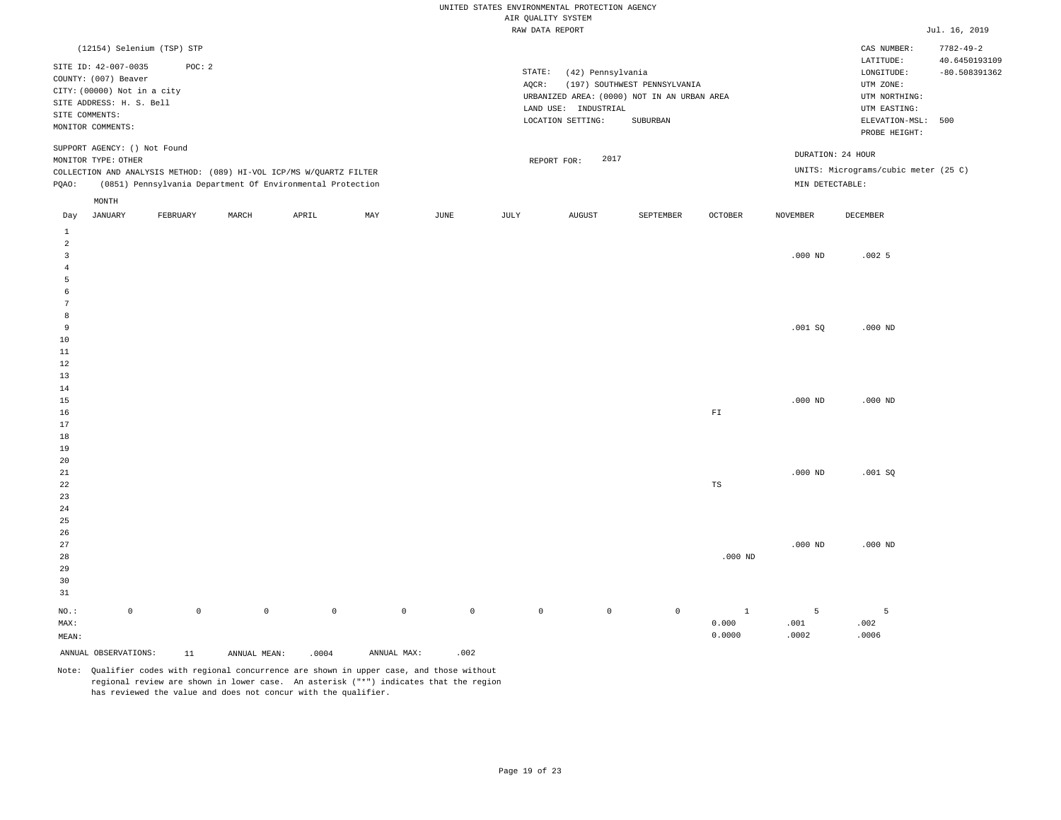UNITED STATES ENVIRONMENTAL PROTECTION AGENCY
AIR QUALITY SYSTEM
RAW DATA REPORT

Jul. 16, 2019

(12154) Selenium (TSP) STP

SITE ID: 42-007-0035  POC: 2
COUNTY: (007) Beaver
CITY: (00000) Not in a city
SITE ADDRESS: H. S. Bell
SITE COMMENTS:
MONITOR COMMENTS:

STATE: (42) Pennsylvania
AQCR: (197) SOUTHWEST PENNSYLVANIA
URBANIZED AREA: (0000) NOT IN AN URBAN AREA
LAND USE: INDUSTRIAL
LOCATION SETTING: SUBURBAN

CAS NUMBER: 7782-49-2
LATITUDE: 40.6450193109
LONGITUDE: -80.508391362
UTM ZONE:
UTM NORTHING:
UTM EASTING:
ELEVATION-MSL: 500
PROBE HEIGHT:

SUPPORT AGENCY: () Not Found
MONITOR TYPE: OTHER
COLLECTION AND ANALYSIS METHOD: (089) HI-VOL ICP/MS W/QUARTZ FILTER
PQAO: (0851) Pennsylvania Department Of Environmental Protection

REPORT FOR: 2017

DURATION: 24 HOUR
UNITS: Micrograms/cubic meter (25 C)
MIN DETECTABLE:

| Day | JANUARY | FEBRUARY | MARCH | APRIL | MAY | JUNE | JULY | AUGUST | SEPTEMBER | OCTOBER | NOVEMBER | DECEMBER |
|---|---|---|---|---|---|---|---|---|---|---|---|---|
| 1 | | | | | | | | | | | | |
| 2 | | | | | | | | | | | | |
| 3 | | | | | | | | | | | .000 ND | .002 5 |
| 4 | | | | | | | | | | | | |
| 5 | | | | | | | | | | | | |
| 6 | | | | | | | | | | | | |
| 7 | | | | | | | | | | | | |
| 8 | | | | | | | | | | | | |
| 9 | | | | | | | | | | | .001 SQ | .000 ND |
| 10 | | | | | | | | | | | | |
| 11 | | | | | | | | | | | | |
| 12 | | | | | | | | | | | | |
| 13 | | | | | | | | | | | | |
| 14 | | | | | | | | | | | | |
| 15 | | | | | | | | | | | .000 ND | .000 ND |
| 16 | | | | | | | | | | FI | | |
| 17 | | | | | | | | | | | | |
| 18 | | | | | | | | | | | | |
| 19 | | | | | | | | | | | | |
| 20 | | | | | | | | | | | | |
| 21 | | | | | | | | | | | .000 ND | .001 SQ |
| 22 | | | | | | | | | | TS | | |
| 23 | | | | | | | | | | | | |
| 24 | | | | | | | | | | | | |
| 25 | | | | | | | | | | | | |
| 26 | | | | | | | | | | | | |
| 27 | | | | | | | | | | | .000 ND | .000 ND |
| 28 | | | | | | | | | | .000 ND | | |
| 29 | | | | | | | | | | | | |
| 30 | | | | | | | | | | | | |
| 31 | | | | | | | | | | | | |
| NO.: | 0 | 0 | 0 | 0 | 0 | 0 | 0 | 0 | 0 | 1 | 5 | 5 |
| MAX: | | | | | | | | | | 0.000 | .001 | .002 |
| MEAN: | | | | | | | | | | 0.0000 | .0002 | .0006 |

ANNUAL OBSERVATIONS: 11  ANNUAL MEAN: .0004  ANNUAL MAX: .002

Note: Qualifier codes with regional concurrence are shown in upper case, and those without regional review are shown in lower case. An asterisk ("*") indicates that the region has reviewed the value and does not concur with the qualifier.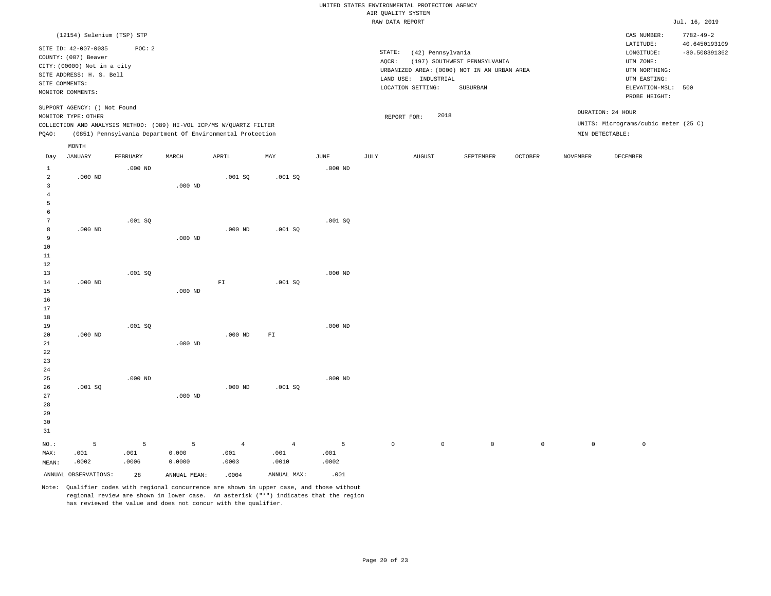UNITED STATES ENVIRONMENTAL PROTECTION AGENCY
AIR QUALITY SYSTEM
RAW DATA REPORT

Jul. 16, 2019

(12154) Selenium (TSP) STP

SITE ID: 42-007-0035 POC: 2
COUNTY: (007) Beaver
CITY: (00000) Not in a city
SITE ADDRESS: H. S. Bell
SITE COMMENTS:
MONITOR COMMENTS:

STATE: (42) Pennsylvania
AQCR: (197) SOUTHWEST PENNSYLVANIA
URBANIZED AREA: (0000) NOT IN AN URBAN AREA
LAND USE: INDUSTRIAL
LOCATION SETTING: SUBURBAN

CAS NUMBER: 7782-49-2
LATITUDE: 40.6450193109
LONGITUDE: -80.508391362
UTM ZONE:
UTM NORTHING:
UTM EASTING:
ELEVATION-MSL: 500
PROBE HEIGHT:

SUPPORT AGENCY: () Not Found
MONITOR TYPE: OTHER
COLLECTION AND ANALYSIS METHOD: (089) HI-VOL ICP/MS W/QUARTZ FILTER
PQAO: (0851) Pennsylvania Department Of Environmental Protection

REPORT FOR: 2018

DURATION: 24 HOUR
UNITS: Micrograms/cubic meter (25 C)
MIN DETECTABLE:

| Day | JANUARY | FEBRUARY | MARCH | APRIL | MAY | JUNE | JULY | AUGUST | SEPTEMBER | OCTOBER | NOVEMBER | DECEMBER |
|---|---|---|---|---|---|---|---|---|---|---|---|---|
| 1 | | .000 ND | | | | .000 ND | | | | | | |
| 2 | .000 ND | | | .001 SQ | .001 SQ | | | | | | | |
| 3 | | | .000 ND | | | | | | | | | |
| 4 | | | | | | | | | | | | |
| 5 | | | | | | | | | | | | |
| 6 | | | | | | | | | | | | |
| 7 | | .001 SQ | | | | .001 SQ | | | | | | |
| 8 | .000 ND | | | .000 ND | .001 SQ | | | | | | | |
| 9 | | | .000 ND | | | | | | | | | |
| 10 | | | | | | | | | | | | |
| 11 | | | | | | | | | | | | |
| 12 | | | | | | | | | | | | |
| 13 | | .001 SQ | | | | .000 ND | | | | | | |
| 14 | .000 ND | | | FI | .001 SQ | | | | | | | |
| 15 | | | .000 ND | | | | | | | | | |
| 16 | | | | | | | | | | | | |
| 17 | | | | | | | | | | | | |
| 18 | | | | | | | | | | | | |
| 19 | | .001 SQ | | | | .000 ND | | | | | | |
| 20 | .000 ND | | | .000 ND | FI | | | | | | | |
| 21 | | | .000 ND | | | | | | | | | |
| 22 | | | | | | | | | | | | |
| 23 | | | | | | | | | | | | |
| 24 | | | | | | | | | | | | |
| 25 | | .000 ND | | | | .000 ND | | | | | | |
| 26 | .001 SQ | | | .000 ND | .001 SQ | | | | | | | |
| 27 | | | .000 ND | | | | | | | | | |
| 28 | | | | | | | | | | | | |
| 29 | | | | | | | | | | | | |
| 30 | | | | | | | | | | | | |
| 31 | | | | | | | | | | | | |
| NO.: | 5 | 5 | 5 | 4 | 4 | 5 | 0 | 0 | 0 | 0 | 0 | 0 |
| MAX: | .001 | .001 | 0.000 | .001 | .001 | .001 | | | | | | |
| MEAN: | .0002 | .0006 | 0.0000 | .0003 | .0010 | .0002 | | | | | | |

ANNUAL OBSERVATIONS: 28 ANNUAL MEAN: .0004 ANNUAL MAX: .001

Note: Qualifier codes with regional concurrence are shown in upper case, and those without regional review are shown in lower case. An asterisk ("*") indicates that the region has reviewed the value and does not concur with the qualifier.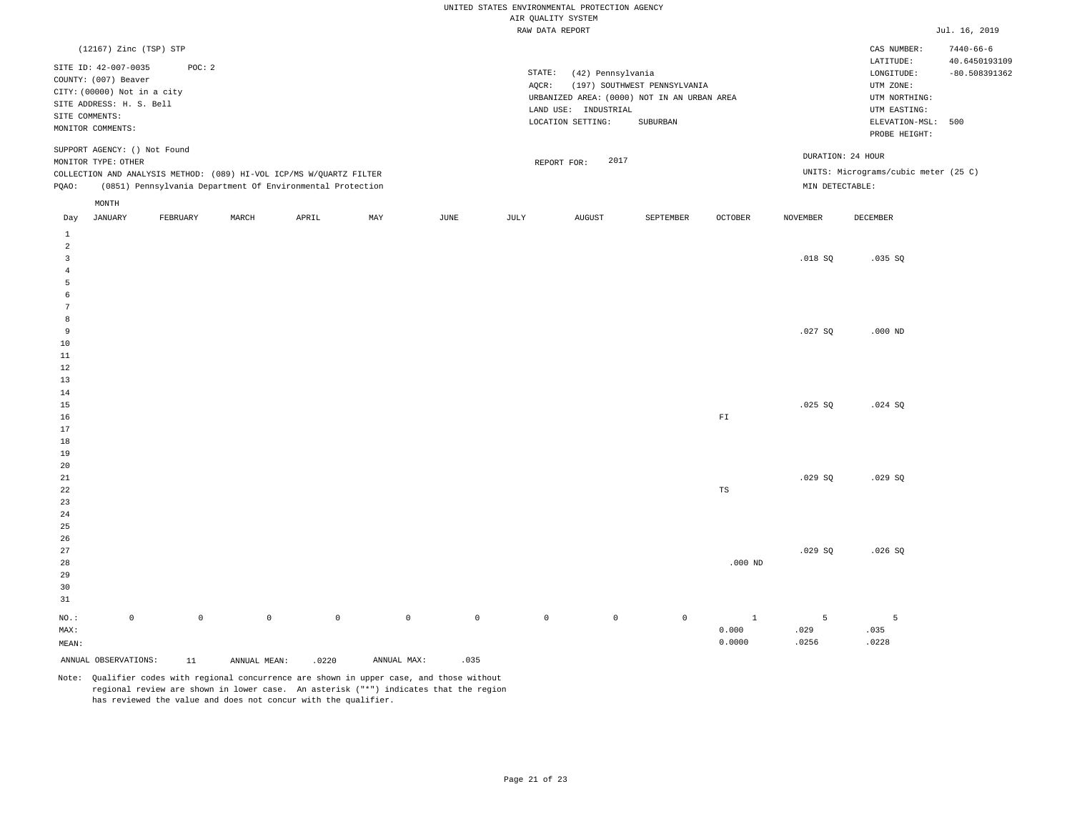UNITED STATES ENVIRONMENTAL PROTECTION AGENCY
AIR QUALITY SYSTEM
RAW DATA REPORT

Jul. 16, 2019

(12167) Zinc (TSP) STP

SITE ID: 42-007-0035 POC: 2
COUNTY: (007) Beaver
CITY: (00000) Not in a city
SITE ADDRESS: H. S. Bell
SITE COMMENTS:
MONITOR COMMENTS:

STATE: (42) Pennsylvania
AQCR: (197) SOUTHWEST PENNSYLVANIA
URBANIZED AREA: (0000) NOT IN AN URBAN AREA
LAND USE: INDUSTRIAL
LOCATION SETTING: SUBURBAN

CAS NUMBER: 7440-66-6
LATITUDE: 40.6450193109
LONGITUDE: -80.508391362
UTM ZONE:
UTM NORTHING:
UTM EASTING:
ELEVATION-MSL: 500
PROBE HEIGHT:

SUPPORT AGENCY: () Not Found
MONITOR TYPE: OTHER
COLLECTION AND ANALYSIS METHOD: (089) HI-VOL ICP/MS W/QUARTZ FILTER
PQAO: (0851) Pennsylvania Department Of Environmental Protection

REPORT FOR: 2017

DURATION: 24 HOUR
UNITS: Micrograms/cubic meter (25 C)
MIN DETECTABLE:

| Day | JANUARY | FEBRUARY | MARCH | APRIL | MAY | JUNE | JULY | AUGUST | SEPTEMBER | OCTOBER | NOVEMBER | DECEMBER |
|---|---|---|---|---|---|---|---|---|---|---|---|---|
| 1 | | | | | | | | | | | | |
| 2 | | | | | | | | | | | | |
| 3 | | | | | | | | | | | .018 SQ | .035 SQ |
| 4 | | | | | | | | | | | | |
| 5 | | | | | | | | | | | | |
| 6 | | | | | | | | | | | | |
| 7 | | | | | | | | | | | | |
| 8 | | | | | | | | | | | | |
| 9 | | | | | | | | | | | .027 SQ | .000 ND |
| 10 | | | | | | | | | | | | |
| 11 | | | | | | | | | | | | |
| 12 | | | | | | | | | | | | |
| 13 | | | | | | | | | | | | |
| 14 | | | | | | | | | | | | |
| 15 | | | | | | | | | | | .025 SQ | .024 SQ |
| 16 | | | | | | | | | | FI | | |
| 17 | | | | | | | | | | | | |
| 18 | | | | | | | | | | | | |
| 19 | | | | | | | | | | | | |
| 20 | | | | | | | | | | | | |
| 21 | | | | | | | | | | | .029 SQ | .029 SQ |
| 22 | | | | | | | | | | TS | | |
| 23 | | | | | | | | | | | | |
| 24 | | | | | | | | | | | | |
| 25 | | | | | | | | | | | | |
| 26 | | | | | | | | | | | | |
| 27 | | | | | | | | | | | .029 SQ | .026 SQ |
| 28 | | | | | | | | | | .000 ND | | |
| 29 | | | | | | | | | | | | |
| 30 | | | | | | | | | | | | |
| 31 | | | | | | | | | | | | |
| NO.: | 0 | 0 | 0 | 0 | 0 | 0 | 0 | 0 | 0 | 1 | 5 | 5 |
| MAX: | | | | | | | | | | 0.000 | .029 | .035 |
| MEAN: | | | | | | | | | | 0.0000 | .0256 | .0228 |

ANNUAL OBSERVATIONS: 11 ANNUAL MEAN: .0220 ANNUAL MAX: .035

Note: Qualifier codes with regional concurrence are shown in upper case, and those without regional review are shown in lower case. An asterisk ("*") indicates that the region has reviewed the value and does not concur with the qualifier.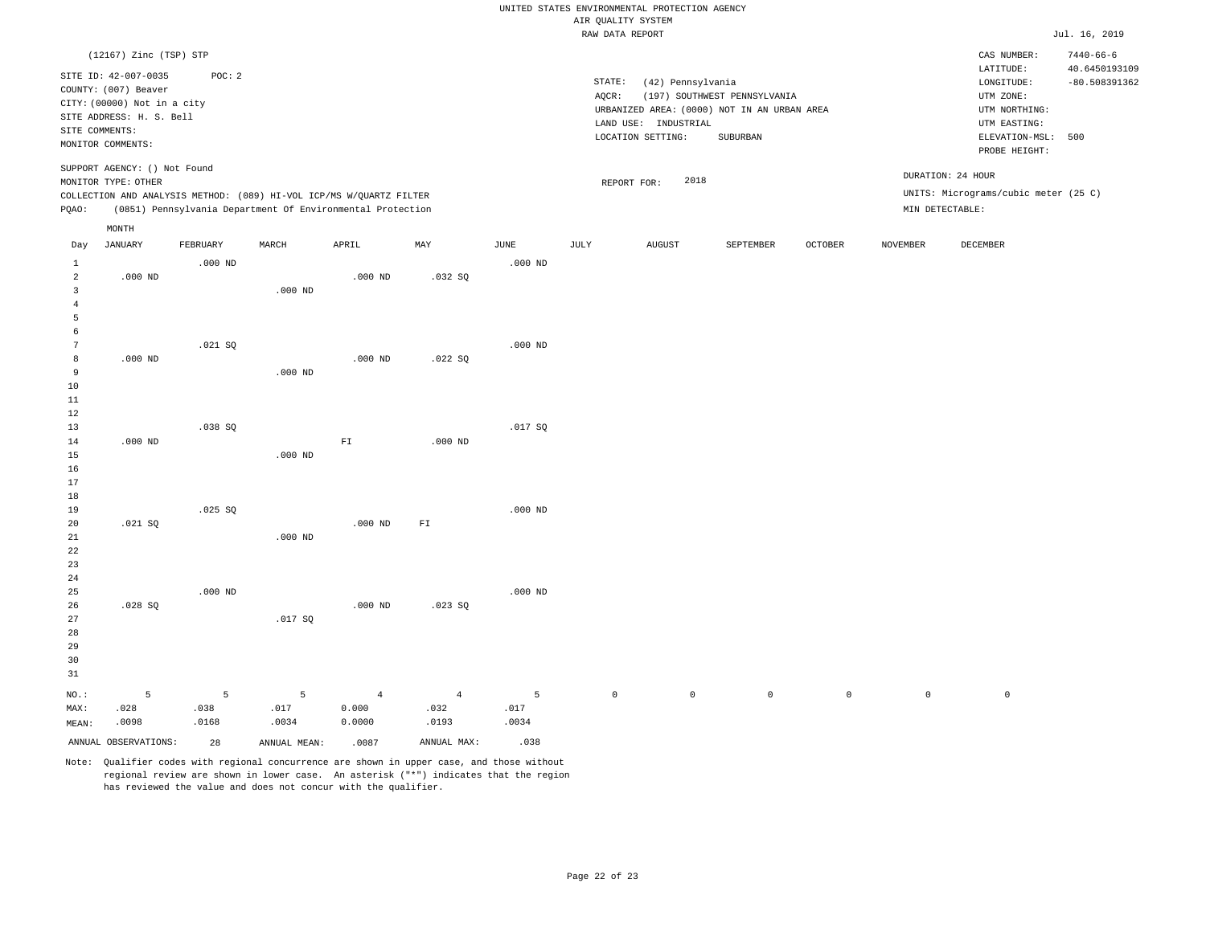UNITED STATES ENVIRONMENTAL PROTECTION AGENCY
AIR QUALITY SYSTEM
RAW DATA REPORT

Jul. 16, 2019

(12167) Zinc (TSP) STP

SITE ID: 42-007-0035 POC: 2
COUNTY: (007) Beaver
CITY: (00000) Not in a city
SITE ADDRESS: H. S. Bell
SITE COMMENTS:
MONITOR COMMENTS:

STATE: (42) Pennsylvania
AQCR: (197) SOUTHWEST PENNSYLVANIA
URBANIZED AREA: (0000) NOT IN AN URBAN AREA
LAND USE: INDUSTRIAL
LOCATION SETTING: SUBURBAN

CAS NUMBER: 7440-66-6
LATITUDE: 40.6450193109
LONGITUDE: -80.508391362
UTM ZONE:
UTM NORTHING:
UTM EASTING:
ELEVATION-MSL: 500
PROBE HEIGHT:

SUPPORT AGENCY: () Not Found
MONITOR TYPE: OTHER
COLLECTION AND ANALYSIS METHOD: (089) HI-VOL ICP/MS W/QUARTZ FILTER
PQAO: (0851) Pennsylvania Department Of Environmental Protection

REPORT FOR: 2018

DURATION: 24 HOUR
UNITS: Micrograms/cubic meter (25 C)
MIN DETECTABLE:

| Day | JANUARY | FEBRUARY | MARCH | APRIL | MAY | JUNE | JULY | AUGUST | SEPTEMBER | OCTOBER | NOVEMBER | DECEMBER |
|---|---|---|---|---|---|---|---|---|---|---|---|---|
| 1 | | .000 ND | | | | .000 ND | | | | | | |
| 2 | .000 ND | | | .000 ND | .032 SQ | | | | | | | |
| 3 | | | .000 ND | | | | | | | | | |
| 4 | | | | | | | | | | | | |
| 5 | | | | | | | | | | | | |
| 6 | | | | | | | | | | | | |
| 7 | | .021 SQ | | | | .000 ND | | | | | | |
| 8 | .000 ND | | | .000 ND | .022 SQ | | | | | | | |
| 9 | | | .000 ND | | | | | | | | | |
| 10 | | | | | | | | | | | | |
| 11 | | | | | | | | | | | | |
| 12 | | | | | | | | | | | | |
| 13 | | .038 SQ | | | | .017 SQ | | | | | | |
| 14 | .000 ND | | | FI | .000 ND | | | | | | | |
| 15 | | | .000 ND | | | | | | | | | |
| 16 | | | | | | | | | | | | |
| 17 | | | | | | | | | | | | |
| 18 | | | | | | | | | | | | |
| 19 | | .025 SQ | | | | .000 ND | | | | | | |
| 20 | .021 SQ | | | .000 ND | FI | | | | | | | |
| 21 | | | .000 ND | | | | | | | | | |
| 22 | | | | | | | | | | | | |
| 23 | | | | | | | | | | | | |
| 24 | | | | | | | | | | | | |
| 25 | | .000 ND | | | | .000 ND | | | | | | |
| 26 | .028 SQ | | | .000 ND | .023 SQ | | | | | | | |
| 27 | | | .017 SQ | | | | | | | | | |
| 28 | | | | | | | | | | | | |
| 29 | | | | | | | | | | | | |
| 30 | | | | | | | | | | | | |
| 31 | | | | | | | | | | | | |
| NO.: | 5 | 5 | 5 | 4 | 4 | 5 | 0 | 0 | 0 | 0 | 0 | 0 |
| MAX: | .028 | .038 | .017 | 0.000 | .032 | .017 | | | | | | |
| MEAN: | .0098 | .0168 | .0034 | 0.0000 | .0193 | .0034 | | | | | | |

ANNUAL OBSERVATIONS: 28 ANNUAL MEAN: .0087 ANNUAL MAX: .038

Note: Qualifier codes with regional concurrence are shown in upper case, and those without regional review are shown in lower case. An asterisk ("*") indicates that the region has reviewed the value and does not concur with the qualifier.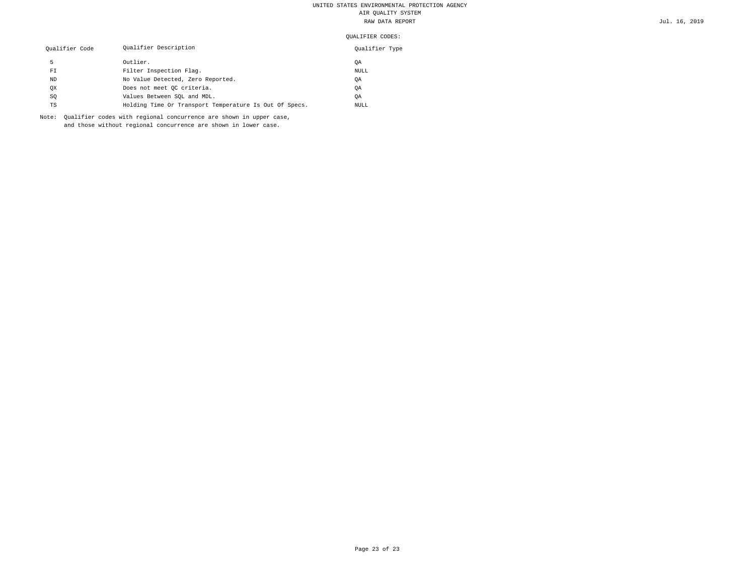UNITED STATES ENVIRONMENTAL PROTECTION AGENCY
AIR QUALITY SYSTEM
RAW DATA REPORT

Jul. 16, 2019

QUALIFIER CODES:

| Qualifier Code | Qualifier Description | Qualifier Type |
|---|---|---|
| 5 | Outlier. | QA |
| FI | Filter Inspection Flag. | NULL |
| ND | No Value Detected, Zero Reported. | QA |
| QX | Does not meet QC criteria. | QA |
| SQ | Values Between SQL and MDL. | QA |
| TS | Holding Time Or Transport Temperature Is Out Of Specs. | NULL |

Note: Qualifier codes with regional concurrence are shown in upper case, and those without regional concurrence are shown in lower case.